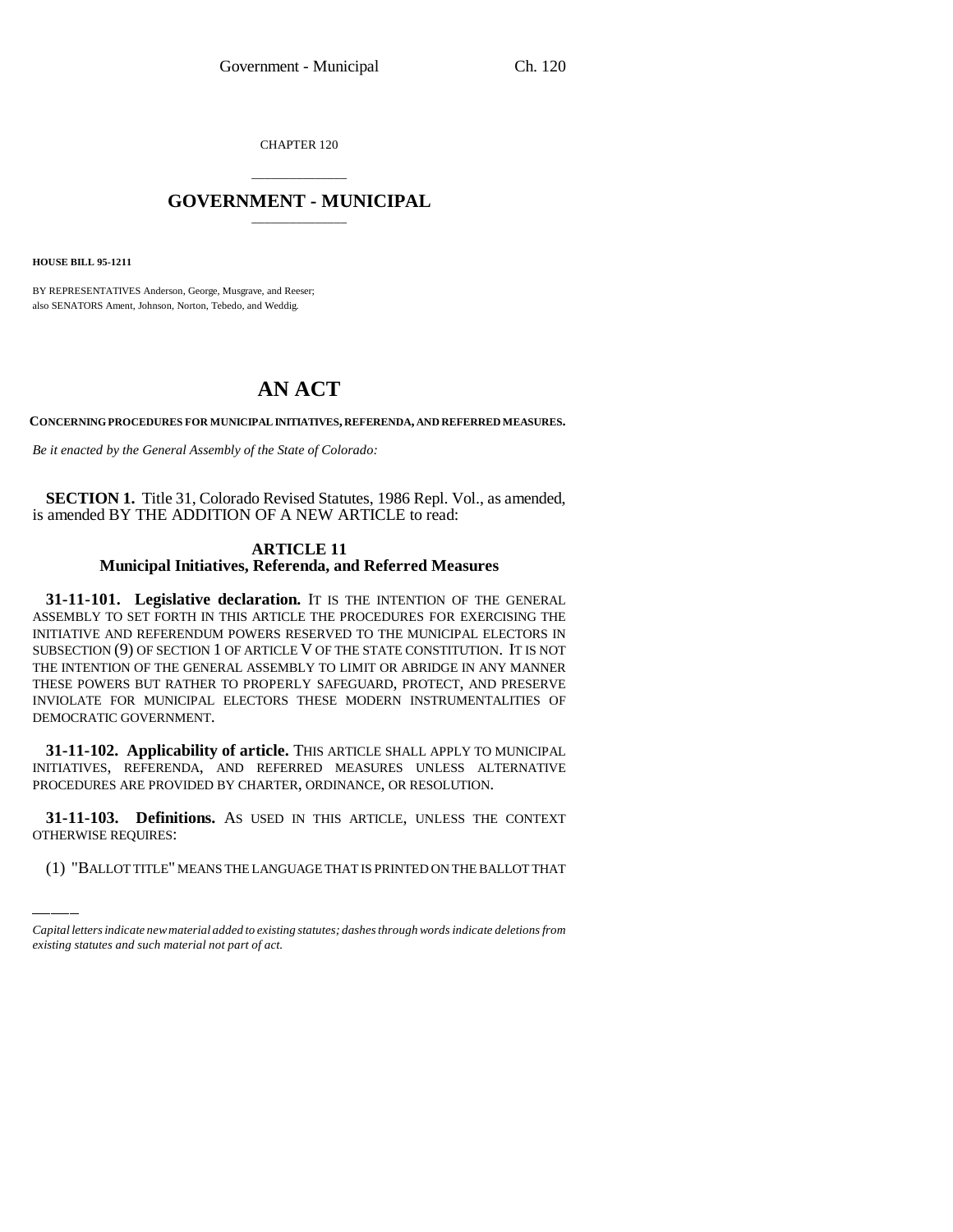CHAPTER 120

# GOVERNMENT - MUNICIPAL

**HOUSE BILL 95-1211**

BY REPRESENTATIVES Anderson, George, Musgrave, and Reeser;
also SENATORS Ament, Johnson, Norton, Tebedo, and Weddig.

# AN ACT

**CONCERNING PROCEDURES FOR MUNICIPAL INITIATIVES, REFERENDA, AND REFERRED MEASURES.**

*Be it enacted by the General Assembly of the State of Colorado:*

**SECTION 1.** Title 31, Colorado Revised Statutes, 1986 Repl. Vol., as amended, is amended BY THE ADDITION OF A NEW ARTICLE to read:

## ARTICLE 11
## Municipal Initiatives, Referenda, and Referred Measures

**31-11-101. Legislative declaration.** IT IS THE INTENTION OF THE GENERAL ASSEMBLY TO SET FORTH IN THIS ARTICLE THE PROCEDURES FOR EXERCISING THE INITIATIVE AND REFERENDUM POWERS RESERVED TO THE MUNICIPAL ELECTORS IN SUBSECTION (9) OF SECTION 1 OF ARTICLE V OF THE STATE CONSTITUTION. IT IS NOT THE INTENTION OF THE GENERAL ASSEMBLY TO LIMIT OR ABRIDGE IN ANY MANNER THESE POWERS BUT RATHER TO PROPERLY SAFEGUARD, PROTECT, AND PRESERVE INVIOLATE FOR MUNICIPAL ELECTORS THESE MODERN INSTRUMENTALITIES OF DEMOCRATIC GOVERNMENT.

**31-11-102. Applicability of article.** THIS ARTICLE SHALL APPLY TO MUNICIPAL INITIATIVES, REFERENDA, AND REFERRED MEASURES UNLESS ALTERNATIVE PROCEDURES ARE PROVIDED BY CHARTER, ORDINANCE, OR RESOLUTION.

**31-11-103. Definitions.** AS USED IN THIS ARTICLE, UNLESS THE CONTEXT OTHERWISE REQUIRES:

(1) "BALLOT TITLE" MEANS THE LANGUAGE THAT IS PRINTED ON THE BALLOT THAT

*Capital letters indicate new material added to existing statutes; dashes through words indicate deletions from existing statutes and such material not part of act.*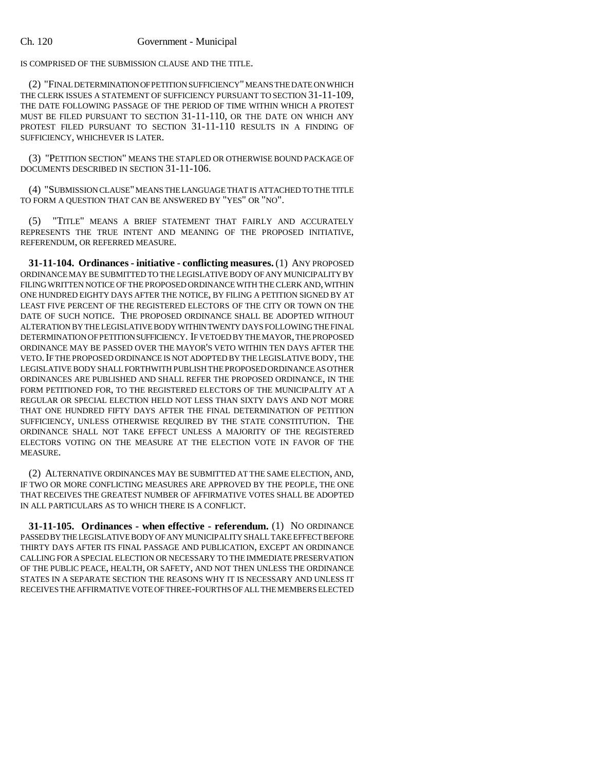IS COMPRISED OF THE SUBMISSION CLAUSE AND THE TITLE.

(2) "FINAL DETERMINATION OF PETITION SUFFICIENCY" MEANS THE DATE ON WHICH THE CLERK ISSUES A STATEMENT OF SUFFICIENCY PURSUANT TO SECTION 31-11-109, THE DATE FOLLOWING PASSAGE OF THE PERIOD OF TIME WITHIN WHICH A PROTEST MUST BE FILED PURSUANT TO SECTION 31-11-110, OR THE DATE ON WHICH ANY PROTEST FILED PURSUANT TO SECTION 31-11-110 RESULTS IN A FINDING OF SUFFICIENCY, WHICHEVER IS LATER.

(3) "PETITION SECTION" MEANS THE STAPLED OR OTHERWISE BOUND PACKAGE OF DOCUMENTS DESCRIBED IN SECTION 31-11-106.

(4) "SUBMISSION CLAUSE" MEANS THE LANGUAGE THAT IS ATTACHED TO THE TITLE TO FORM A QUESTION THAT CAN BE ANSWERED BY "YES" OR "NO".

(5) "TITLE" MEANS A BRIEF STATEMENT THAT FAIRLY AND ACCURATELY REPRESENTS THE TRUE INTENT AND MEANING OF THE PROPOSED INITIATIVE, REFERENDUM, OR REFERRED MEASURE.

**31-11-104. Ordinances - initiative - conflicting measures.** (1) ANY PROPOSED ORDINANCE MAY BE SUBMITTED TO THE LEGISLATIVE BODY OF ANY MUNICIPALITY BY FILING WRITTEN NOTICE OF THE PROPOSED ORDINANCE WITH THE CLERK AND, WITHIN ONE HUNDRED EIGHTY DAYS AFTER THE NOTICE, BY FILING A PETITION SIGNED BY AT LEAST FIVE PERCENT OF THE REGISTERED ELECTORS OF THE CITY OR TOWN ON THE DATE OF SUCH NOTICE. THE PROPOSED ORDINANCE SHALL BE ADOPTED WITHOUT ALTERATION BY THE LEGISLATIVE BODY WITHIN TWENTY DAYS FOLLOWING THE FINAL DETERMINATION OF PETITION SUFFICIENCY. IF VETOED BY THE MAYOR, THE PROPOSED ORDINANCE MAY BE PASSED OVER THE MAYOR'S VETO WITHIN TEN DAYS AFTER THE VETO. IF THE PROPOSED ORDINANCE IS NOT ADOPTED BY THE LEGISLATIVE BODY, THE LEGISLATIVE BODY SHALL FORTHWITH PUBLISH THE PROPOSED ORDINANCE AS OTHER ORDINANCES ARE PUBLISHED AND SHALL REFER THE PROPOSED ORDINANCE, IN THE FORM PETITIONED FOR, TO THE REGISTERED ELECTORS OF THE MUNICIPALITY AT A REGULAR OR SPECIAL ELECTION HELD NOT LESS THAN SIXTY DAYS AND NOT MORE THAT ONE HUNDRED FIFTY DAYS AFTER THE FINAL DETERMINATION OF PETITION SUFFICIENCY, UNLESS OTHERWISE REQUIRED BY THE STATE CONSTITUTION. THE ORDINANCE SHALL NOT TAKE EFFECT UNLESS A MAJORITY OF THE REGISTERED ELECTORS VOTING ON THE MEASURE AT THE ELECTION VOTE IN FAVOR OF THE MEASURE.

(2) ALTERNATIVE ORDINANCES MAY BE SUBMITTED AT THE SAME ELECTION, AND, IF TWO OR MORE CONFLICTING MEASURES ARE APPROVED BY THE PEOPLE, THE ONE THAT RECEIVES THE GREATEST NUMBER OF AFFIRMATIVE VOTES SHALL BE ADOPTED IN ALL PARTICULARS AS TO WHICH THERE IS A CONFLICT.

**31-11-105. Ordinances - when effective - referendum.** (1) NO ORDINANCE PASSED BY THE LEGISLATIVE BODY OF ANY MUNICIPALITY SHALL TAKE EFFECT BEFORE THIRTY DAYS AFTER ITS FINAL PASSAGE AND PUBLICATION, EXCEPT AN ORDINANCE CALLING FOR A SPECIAL ELECTION OR NECESSARY TO THE IMMEDIATE PRESERVATION OF THE PUBLIC PEACE, HEALTH, OR SAFETY, AND NOT THEN UNLESS THE ORDINANCE STATES IN A SEPARATE SECTION THE REASONS WHY IT IS NECESSARY AND UNLESS IT RECEIVES THE AFFIRMATIVE VOTE OF THREE-FOURTHS OF ALL THE MEMBERS ELECTED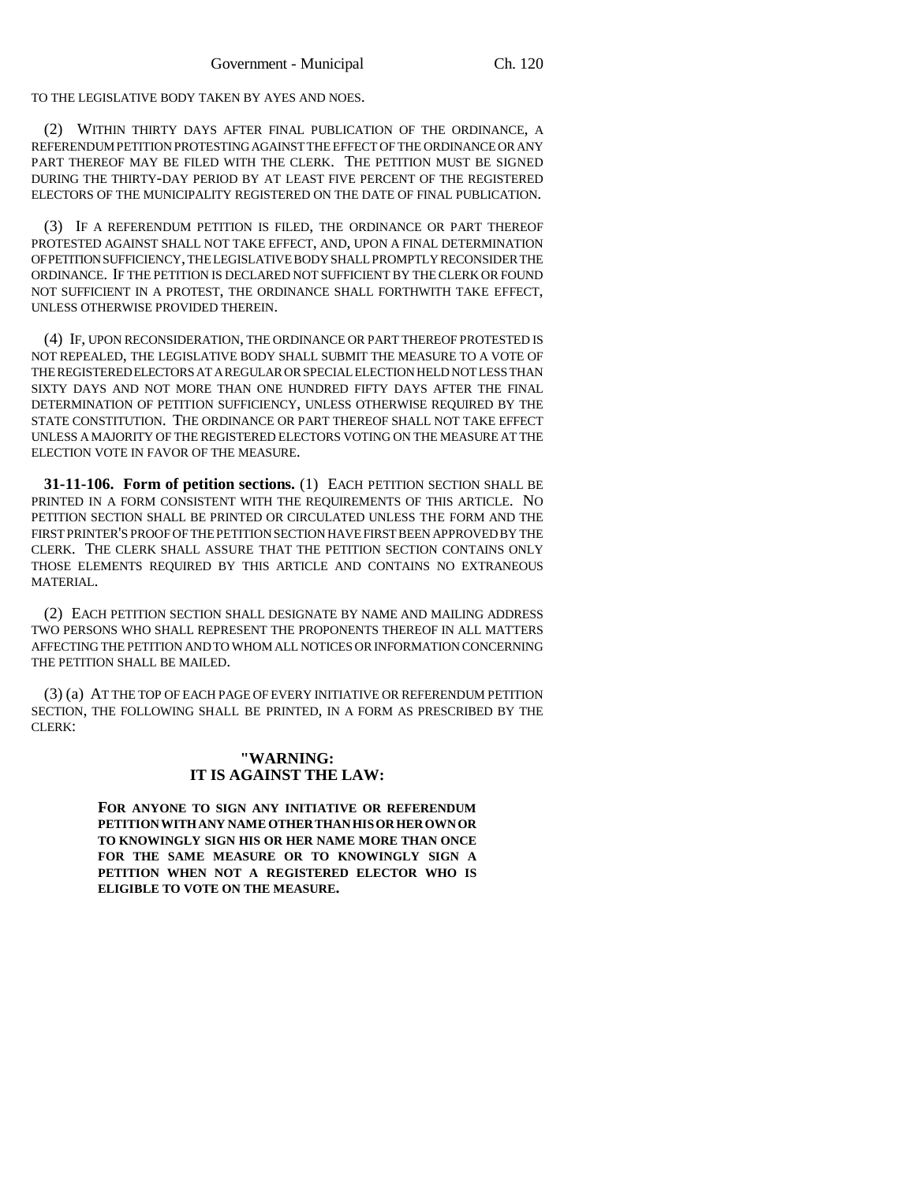TO THE LEGISLATIVE BODY TAKEN BY AYES AND NOES.

(2) WITHIN THIRTY DAYS AFTER FINAL PUBLICATION OF THE ORDINANCE, A REFERENDUM PETITION PROTESTING AGAINST THE EFFECT OF THE ORDINANCE OR ANY PART THEREOF MAY BE FILED WITH THE CLERK. THE PETITION MUST BE SIGNED DURING THE THIRTY-DAY PERIOD BY AT LEAST FIVE PERCENT OF THE REGISTERED ELECTORS OF THE MUNICIPALITY REGISTERED ON THE DATE OF FINAL PUBLICATION.

(3) IF A REFERENDUM PETITION IS FILED, THE ORDINANCE OR PART THEREOF PROTESTED AGAINST SHALL NOT TAKE EFFECT, AND, UPON A FINAL DETERMINATION OF PETITION SUFFICIENCY, THE LEGISLATIVE BODY SHALL PROMPTLY RECONSIDER THE ORDINANCE. IF THE PETITION IS DECLARED NOT SUFFICIENT BY THE CLERK OR FOUND NOT SUFFICIENT IN A PROTEST, THE ORDINANCE SHALL FORTHWITH TAKE EFFECT, UNLESS OTHERWISE PROVIDED THEREIN.

(4) IF, UPON RECONSIDERATION, THE ORDINANCE OR PART THEREOF PROTESTED IS NOT REPEALED, THE LEGISLATIVE BODY SHALL SUBMIT THE MEASURE TO A VOTE OF THE REGISTERED ELECTORS AT A REGULAR OR SPECIAL ELECTION HELD NOT LESS THAN SIXTY DAYS AND NOT MORE THAN ONE HUNDRED FIFTY DAYS AFTER THE FINAL DETERMINATION OF PETITION SUFFICIENCY, UNLESS OTHERWISE REQUIRED BY THE STATE CONSTITUTION. THE ORDINANCE OR PART THEREOF SHALL NOT TAKE EFFECT UNLESS A MAJORITY OF THE REGISTERED ELECTORS VOTING ON THE MEASURE AT THE ELECTION VOTE IN FAVOR OF THE MEASURE.

**31-11-106. Form of petition sections.** (1) EACH PETITION SECTION SHALL BE PRINTED IN A FORM CONSISTENT WITH THE REQUIREMENTS OF THIS ARTICLE. NO PETITION SECTION SHALL BE PRINTED OR CIRCULATED UNLESS THE FORM AND THE FIRST PRINTER'S PROOF OF THE PETITION SECTION HAVE FIRST BEEN APPROVED BY THE CLERK. THE CLERK SHALL ASSURE THAT THE PETITION SECTION CONTAINS ONLY THOSE ELEMENTS REQUIRED BY THIS ARTICLE AND CONTAINS NO EXTRANEOUS MATERIAL.

(2) EACH PETITION SECTION SHALL DESIGNATE BY NAME AND MAILING ADDRESS TWO PERSONS WHO SHALL REPRESENT THE PROPONENTS THEREOF IN ALL MATTERS AFFECTING THE PETITION AND TO WHOM ALL NOTICES OR INFORMATION CONCERNING THE PETITION SHALL BE MAILED.

(3) (a) AT THE TOP OF EACH PAGE OF EVERY INITIATIVE OR REFERENDUM PETITION SECTION, THE FOLLOWING SHALL BE PRINTED, IN A FORM AS PRESCRIBED BY THE CLERK:

**"WARNING:**
**IT IS AGAINST THE LAW:**

**FOR ANYONE TO SIGN ANY INITIATIVE OR REFERENDUM PETITION WITH ANY NAME OTHER THAN HIS OR HER OWN OR TO KNOWINGLY SIGN HIS OR HER NAME MORE THAN ONCE FOR THE SAME MEASURE OR TO KNOWINGLY SIGN A PETITION WHEN NOT A REGISTERED ELECTOR WHO IS ELIGIBLE TO VOTE ON THE MEASURE.**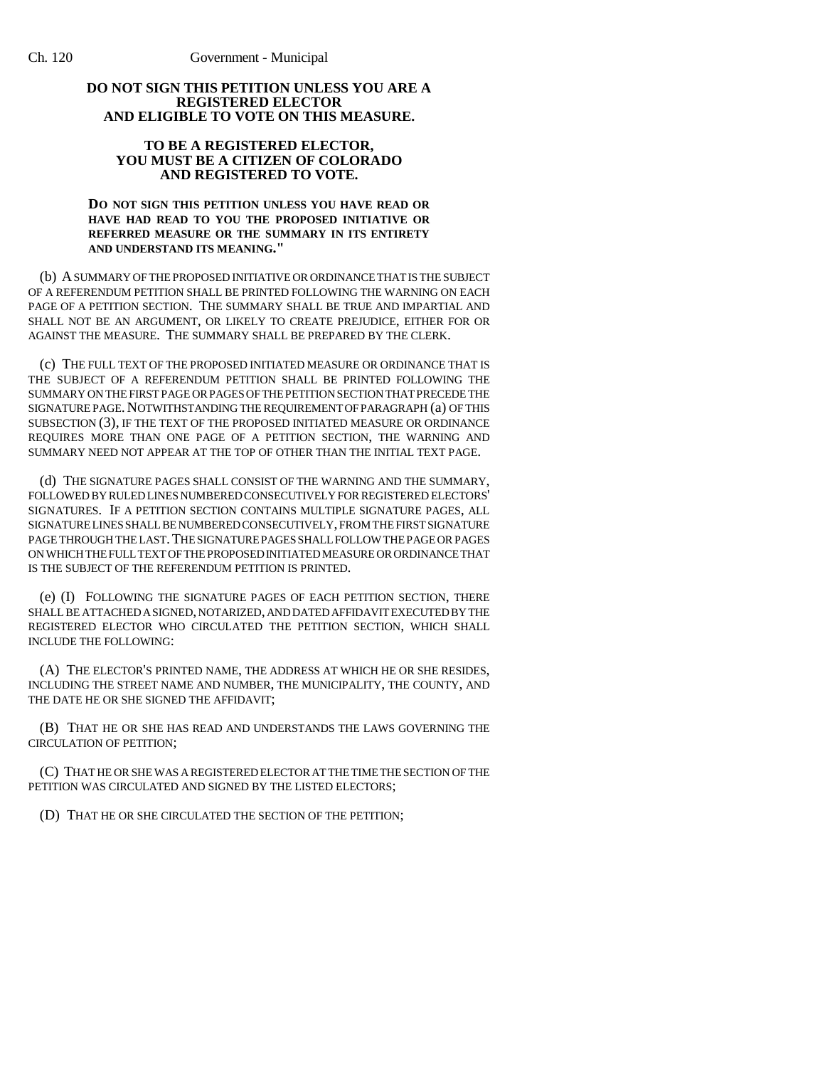**DO NOT SIGN THIS PETITION UNLESS YOU ARE A REGISTERED ELECTOR AND ELIGIBLE TO VOTE ON THIS MEASURE.**

**TO BE A REGISTERED ELECTOR, YOU MUST BE A CITIZEN OF COLORADO AND REGISTERED TO VOTE.**

**DO NOT SIGN THIS PETITION UNLESS YOU HAVE READ OR HAVE HAD READ TO YOU THE PROPOSED INITIATIVE OR REFERRED MEASURE OR THE SUMMARY IN ITS ENTIRETY AND UNDERSTAND ITS MEANING."**

(b) A SUMMARY OF THE PROPOSED INITIATIVE OR ORDINANCE THAT IS THE SUBJECT OF A REFERENDUM PETITION SHALL BE PRINTED FOLLOWING THE WARNING ON EACH PAGE OF A PETITION SECTION. THE SUMMARY SHALL BE TRUE AND IMPARTIAL AND SHALL NOT BE AN ARGUMENT, OR LIKELY TO CREATE PREJUDICE, EITHER FOR OR AGAINST THE MEASURE. THE SUMMARY SHALL BE PREPARED BY THE CLERK.

(c) THE FULL TEXT OF THE PROPOSED INITIATED MEASURE OR ORDINANCE THAT IS THE SUBJECT OF A REFERENDUM PETITION SHALL BE PRINTED FOLLOWING THE SUMMARY ON THE FIRST PAGE OR PAGES OF THE PETITION SECTION THAT PRECEDE THE SIGNATURE PAGE. NOTWITHSTANDING THE REQUIREMENT OF PARAGRAPH (a) OF THIS SUBSECTION (3), IF THE TEXT OF THE PROPOSED INITIATED MEASURE OR ORDINANCE REQUIRES MORE THAN ONE PAGE OF A PETITION SECTION, THE WARNING AND SUMMARY NEED NOT APPEAR AT THE TOP OF OTHER THAN THE INITIAL TEXT PAGE.

(d) THE SIGNATURE PAGES SHALL CONSIST OF THE WARNING AND THE SUMMARY, FOLLOWED BY RULED LINES NUMBERED CONSECUTIVELY FOR REGISTERED ELECTORS' SIGNATURES. IF A PETITION SECTION CONTAINS MULTIPLE SIGNATURE PAGES, ALL SIGNATURE LINES SHALL BE NUMBERED CONSECUTIVELY, FROM THE FIRST SIGNATURE PAGE THROUGH THE LAST. THE SIGNATURE PAGES SHALL FOLLOW THE PAGE OR PAGES ON WHICH THE FULL TEXT OF THE PROPOSED INITIATED MEASURE OR ORDINANCE THAT IS THE SUBJECT OF THE REFERENDUM PETITION IS PRINTED.

(e) (I) FOLLOWING THE SIGNATURE PAGES OF EACH PETITION SECTION, THERE SHALL BE ATTACHED A SIGNED, NOTARIZED, AND DATED AFFIDAVIT EXECUTED BY THE REGISTERED ELECTOR WHO CIRCULATED THE PETITION SECTION, WHICH SHALL INCLUDE THE FOLLOWING:

(A) THE ELECTOR'S PRINTED NAME, THE ADDRESS AT WHICH HE OR SHE RESIDES, INCLUDING THE STREET NAME AND NUMBER, THE MUNICIPALITY, THE COUNTY, AND THE DATE HE OR SHE SIGNED THE AFFIDAVIT;

(B) THAT HE OR SHE HAS READ AND UNDERSTANDS THE LAWS GOVERNING THE CIRCULATION OF PETITION;

(C) THAT HE OR SHE WAS A REGISTERED ELECTOR AT THE TIME THE SECTION OF THE PETITION WAS CIRCULATED AND SIGNED BY THE LISTED ELECTORS;

(D) THAT HE OR SHE CIRCULATED THE SECTION OF THE PETITION;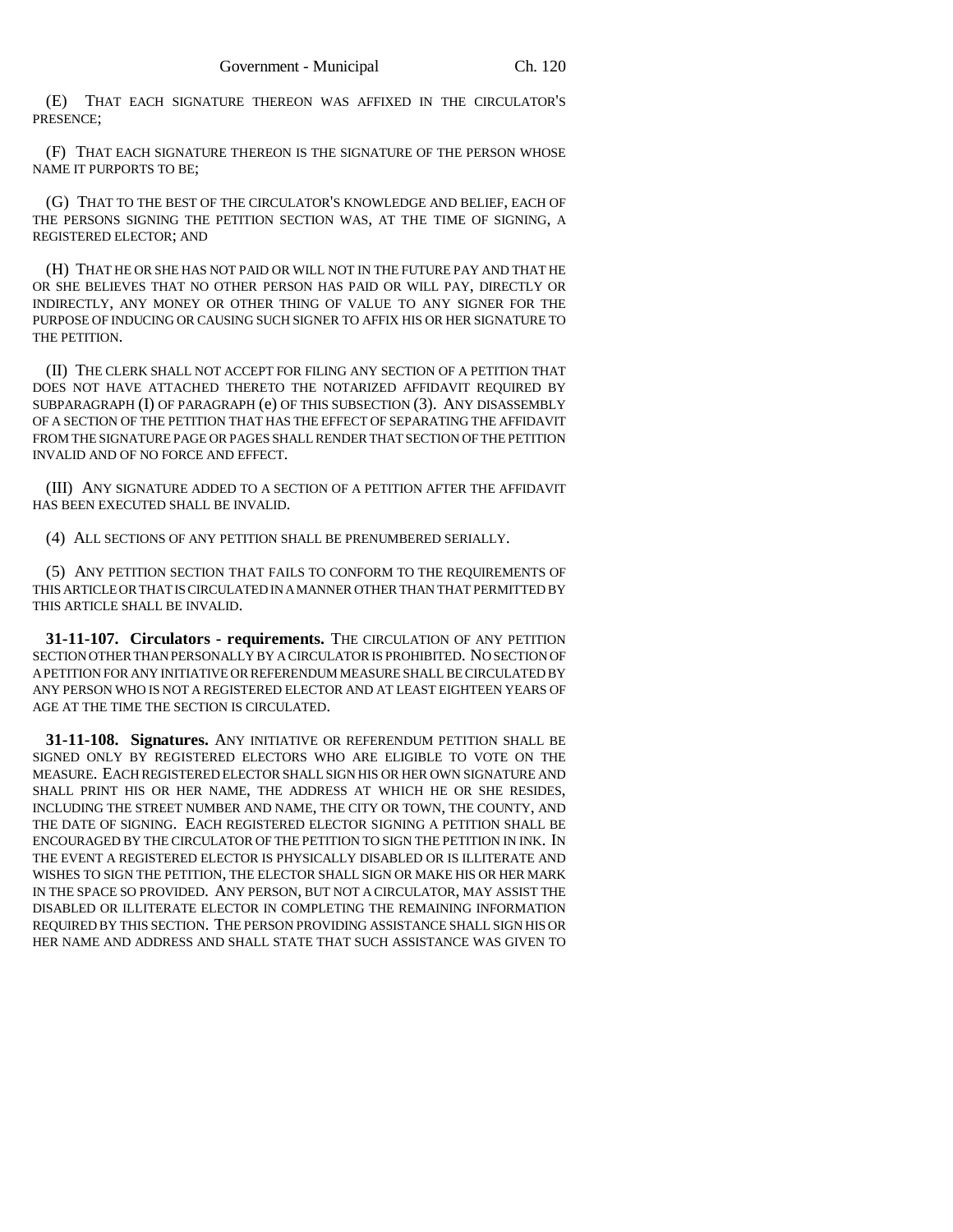(E) THAT EACH SIGNATURE THEREON WAS AFFIXED IN THE CIRCULATOR'S PRESENCE;

(F) THAT EACH SIGNATURE THEREON IS THE SIGNATURE OF THE PERSON WHOSE NAME IT PURPORTS TO BE;

(G) THAT TO THE BEST OF THE CIRCULATOR'S KNOWLEDGE AND BELIEF, EACH OF THE PERSONS SIGNING THE PETITION SECTION WAS, AT THE TIME OF SIGNING, A REGISTERED ELECTOR; AND

(H) THAT HE OR SHE HAS NOT PAID OR WILL NOT IN THE FUTURE PAY AND THAT HE OR SHE BELIEVES THAT NO OTHER PERSON HAS PAID OR WILL PAY, DIRECTLY OR INDIRECTLY, ANY MONEY OR OTHER THING OF VALUE TO ANY SIGNER FOR THE PURPOSE OF INDUCING OR CAUSING SUCH SIGNER TO AFFIX HIS OR HER SIGNATURE TO THE PETITION.

(II) THE CLERK SHALL NOT ACCEPT FOR FILING ANY SECTION OF A PETITION THAT DOES NOT HAVE ATTACHED THERETO THE NOTARIZED AFFIDAVIT REQUIRED BY SUBPARAGRAPH (I) OF PARAGRAPH (e) OF THIS SUBSECTION (3). ANY DISASSEMBLY OF A SECTION OF THE PETITION THAT HAS THE EFFECT OF SEPARATING THE AFFIDAVIT FROM THE SIGNATURE PAGE OR PAGES SHALL RENDER THAT SECTION OF THE PETITION INVALID AND OF NO FORCE AND EFFECT.

(III) ANY SIGNATURE ADDED TO A SECTION OF A PETITION AFTER THE AFFIDAVIT HAS BEEN EXECUTED SHALL BE INVALID.

(4) ALL SECTIONS OF ANY PETITION SHALL BE PRENUMBERED SERIALLY.

(5) ANY PETITION SECTION THAT FAILS TO CONFORM TO THE REQUIREMENTS OF THIS ARTICLE OR THAT IS CIRCULATED IN A MANNER OTHER THAN THAT PERMITTED BY THIS ARTICLE SHALL BE INVALID.

**31-11-107. Circulators - requirements.** THE CIRCULATION OF ANY PETITION SECTION OTHER THAN PERSONALLY BY A CIRCULATOR IS PROHIBITED. NO SECTION OF A PETITION FOR ANY INITIATIVE OR REFERENDUM MEASURE SHALL BE CIRCULATED BY ANY PERSON WHO IS NOT A REGISTERED ELECTOR AND AT LEAST EIGHTEEN YEARS OF AGE AT THE TIME THE SECTION IS CIRCULATED.

**31-11-108. Signatures.** ANY INITIATIVE OR REFERENDUM PETITION SHALL BE SIGNED ONLY BY REGISTERED ELECTORS WHO ARE ELIGIBLE TO VOTE ON THE MEASURE. EACH REGISTERED ELECTOR SHALL SIGN HIS OR HER OWN SIGNATURE AND SHALL PRINT HIS OR HER NAME, THE ADDRESS AT WHICH HE OR SHE RESIDES, INCLUDING THE STREET NUMBER AND NAME, THE CITY OR TOWN, THE COUNTY, AND THE DATE OF SIGNING. EACH REGISTERED ELECTOR SIGNING A PETITION SHALL BE ENCOURAGED BY THE CIRCULATOR OF THE PETITION TO SIGN THE PETITION IN INK. IN THE EVENT A REGISTERED ELECTOR IS PHYSICALLY DISABLED OR IS ILLITERATE AND WISHES TO SIGN THE PETITION, THE ELECTOR SHALL SIGN OR MAKE HIS OR HER MARK IN THE SPACE SO PROVIDED. ANY PERSON, BUT NOT A CIRCULATOR, MAY ASSIST THE DISABLED OR ILLITERATE ELECTOR IN COMPLETING THE REMAINING INFORMATION REQUIRED BY THIS SECTION. THE PERSON PROVIDING ASSISTANCE SHALL SIGN HIS OR HER NAME AND ADDRESS AND SHALL STATE THAT SUCH ASSISTANCE WAS GIVEN TO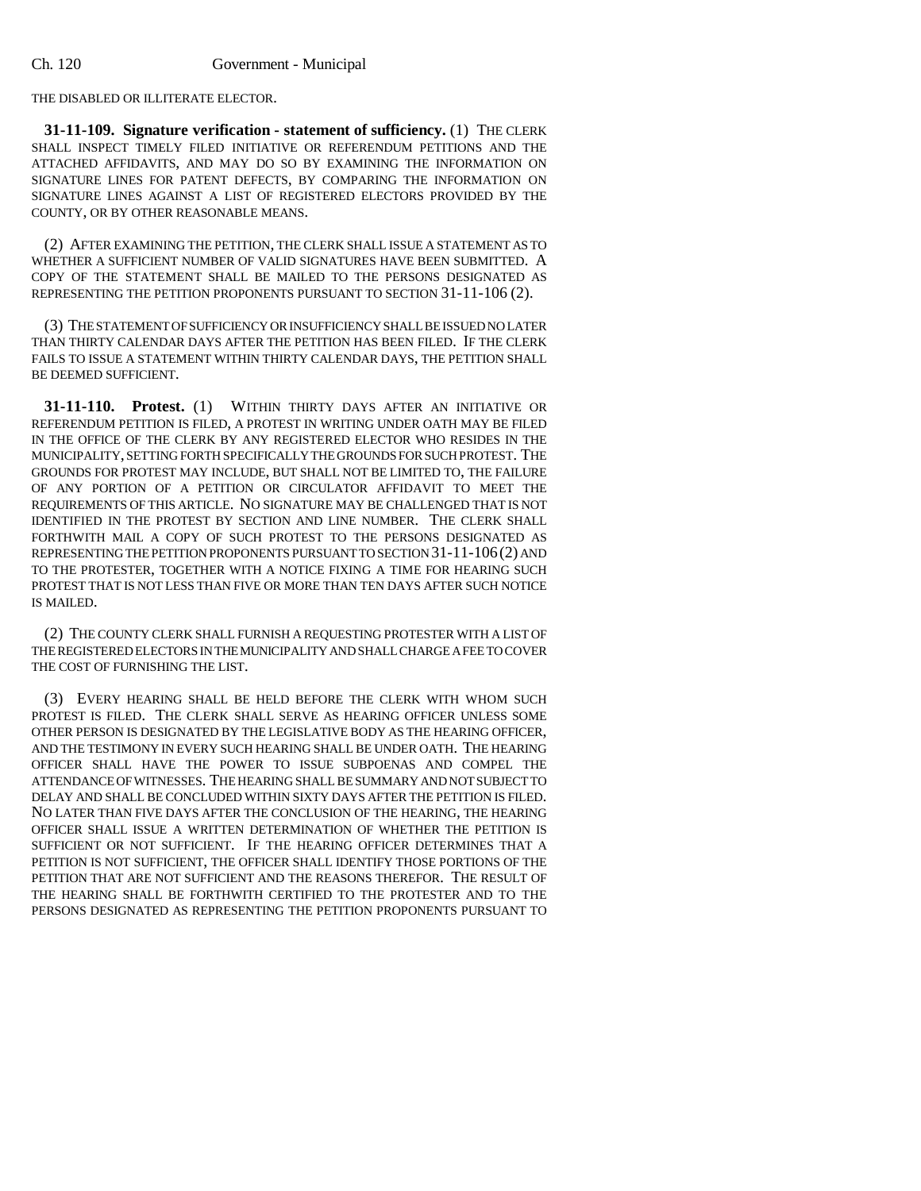THE DISABLED OR ILLITERATE ELECTOR.

**31-11-109. Signature verification - statement of sufficiency.** (1) THE CLERK SHALL INSPECT TIMELY FILED INITIATIVE OR REFERENDUM PETITIONS AND THE ATTACHED AFFIDAVITS, AND MAY DO SO BY EXAMINING THE INFORMATION ON SIGNATURE LINES FOR PATENT DEFECTS, BY COMPARING THE INFORMATION ON SIGNATURE LINES AGAINST A LIST OF REGISTERED ELECTORS PROVIDED BY THE COUNTY, OR BY OTHER REASONABLE MEANS.

(2) AFTER EXAMINING THE PETITION, THE CLERK SHALL ISSUE A STATEMENT AS TO WHETHER A SUFFICIENT NUMBER OF VALID SIGNATURES HAVE BEEN SUBMITTED. A COPY OF THE STATEMENT SHALL BE MAILED TO THE PERSONS DESIGNATED AS REPRESENTING THE PETITION PROPONENTS PURSUANT TO SECTION 31-11-106 (2).

(3) THE STATEMENT OF SUFFICIENCY OR INSUFFICIENCY SHALL BE ISSUED NO LATER THAN THIRTY CALENDAR DAYS AFTER THE PETITION HAS BEEN FILED. IF THE CLERK FAILS TO ISSUE A STATEMENT WITHIN THIRTY CALENDAR DAYS, THE PETITION SHALL BE DEEMED SUFFICIENT.

**31-11-110. Protest.** (1) WITHIN THIRTY DAYS AFTER AN INITIATIVE OR REFERENDUM PETITION IS FILED, A PROTEST IN WRITING UNDER OATH MAY BE FILED IN THE OFFICE OF THE CLERK BY ANY REGISTERED ELECTOR WHO RESIDES IN THE MUNICIPALITY, SETTING FORTH SPECIFICALLY THE GROUNDS FOR SUCH PROTEST. THE GROUNDS FOR PROTEST MAY INCLUDE, BUT SHALL NOT BE LIMITED TO, THE FAILURE OF ANY PORTION OF A PETITION OR CIRCULATOR AFFIDAVIT TO MEET THE REQUIREMENTS OF THIS ARTICLE. NO SIGNATURE MAY BE CHALLENGED THAT IS NOT IDENTIFIED IN THE PROTEST BY SECTION AND LINE NUMBER. THE CLERK SHALL FORTHWITH MAIL A COPY OF SUCH PROTEST TO THE PERSONS DESIGNATED AS REPRESENTING THE PETITION PROPONENTS PURSUANT TO SECTION 31-11-106 (2) AND TO THE PROTESTER, TOGETHER WITH A NOTICE FIXING A TIME FOR HEARING SUCH PROTEST THAT IS NOT LESS THAN FIVE OR MORE THAN TEN DAYS AFTER SUCH NOTICE IS MAILED.

(2) THE COUNTY CLERK SHALL FURNISH A REQUESTING PROTESTER WITH A LIST OF THE REGISTERED ELECTORS IN THE MUNICIPALITY AND SHALL CHARGE A FEE TO COVER THE COST OF FURNISHING THE LIST.

(3) EVERY HEARING SHALL BE HELD BEFORE THE CLERK WITH WHOM SUCH PROTEST IS FILED. THE CLERK SHALL SERVE AS HEARING OFFICER UNLESS SOME OTHER PERSON IS DESIGNATED BY THE LEGISLATIVE BODY AS THE HEARING OFFICER, AND THE TESTIMONY IN EVERY SUCH HEARING SHALL BE UNDER OATH. THE HEARING OFFICER SHALL HAVE THE POWER TO ISSUE SUBPOENAS AND COMPEL THE ATTENDANCE OF WITNESSES. THE HEARING SHALL BE SUMMARY AND NOT SUBJECT TO DELAY AND SHALL BE CONCLUDED WITHIN SIXTY DAYS AFTER THE PETITION IS FILED. NO LATER THAN FIVE DAYS AFTER THE CONCLUSION OF THE HEARING, THE HEARING OFFICER SHALL ISSUE A WRITTEN DETERMINATION OF WHETHER THE PETITION IS SUFFICIENT OR NOT SUFFICIENT. IF THE HEARING OFFICER DETERMINES THAT A PETITION IS NOT SUFFICIENT, THE OFFICER SHALL IDENTIFY THOSE PORTIONS OF THE PETITION THAT ARE NOT SUFFICIENT AND THE REASONS THEREFOR. THE RESULT OF THE HEARING SHALL BE FORTHWITH CERTIFIED TO THE PROTESTER AND TO THE PERSONS DESIGNATED AS REPRESENTING THE PETITION PROPONENTS PURSUANT TO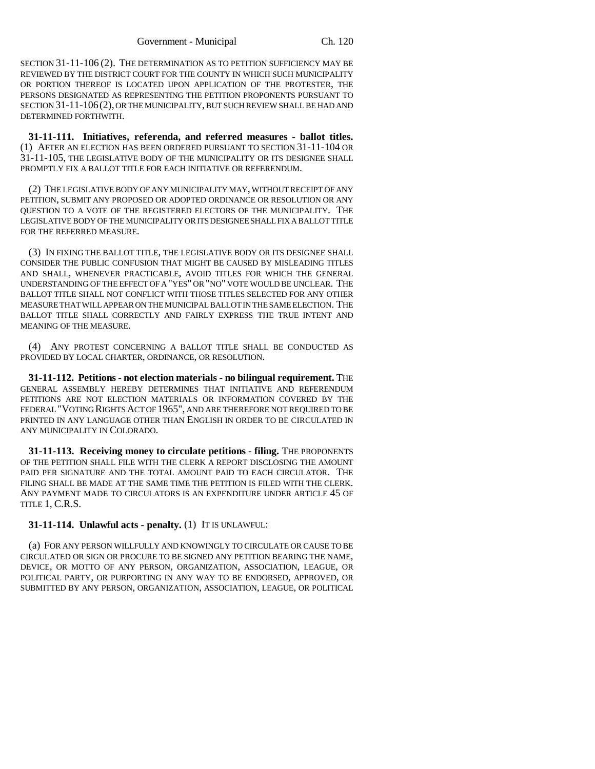SECTION 31-11-106 (2). THE DETERMINATION AS TO PETITION SUFFICIENCY MAY BE REVIEWED BY THE DISTRICT COURT FOR THE COUNTY IN WHICH SUCH MUNICIPALITY OR PORTION THEREOF IS LOCATED UPON APPLICATION OF THE PROTESTER, THE PERSONS DESIGNATED AS REPRESENTING THE PETITION PROPONENTS PURSUANT TO SECTION 31-11-106 (2), OR THE MUNICIPALITY, BUT SUCH REVIEW SHALL BE HAD AND DETERMINED FORTHWITH.

**31-11-111. Initiatives, referenda, and referred measures - ballot titles.** (1) AFTER AN ELECTION HAS BEEN ORDERED PURSUANT TO SECTION 31-11-104 OR 31-11-105, THE LEGISLATIVE BODY OF THE MUNICIPALITY OR ITS DESIGNEE SHALL PROMPTLY FIX A BALLOT TITLE FOR EACH INITIATIVE OR REFERENDUM.

(2) THE LEGISLATIVE BODY OF ANY MUNICIPALITY MAY, WITHOUT RECEIPT OF ANY PETITION, SUBMIT ANY PROPOSED OR ADOPTED ORDINANCE OR RESOLUTION OR ANY QUESTION TO A VOTE OF THE REGISTERED ELECTORS OF THE MUNICIPALITY. THE LEGISLATIVE BODY OF THE MUNICIPALITY OR ITS DESIGNEE SHALL FIX A BALLOT TITLE FOR THE REFERRED MEASURE.

(3) IN FIXING THE BALLOT TITLE, THE LEGISLATIVE BODY OR ITS DESIGNEE SHALL CONSIDER THE PUBLIC CONFUSION THAT MIGHT BE CAUSED BY MISLEADING TITLES AND SHALL, WHENEVER PRACTICABLE, AVOID TITLES FOR WHICH THE GENERAL UNDERSTANDING OF THE EFFECT OF A "YES" OR "NO" VOTE WOULD BE UNCLEAR. THE BALLOT TITLE SHALL NOT CONFLICT WITH THOSE TITLES SELECTED FOR ANY OTHER MEASURE THAT WILL APPEAR ON THE MUNICIPAL BALLOT IN THE SAME ELECTION. THE BALLOT TITLE SHALL CORRECTLY AND FAIRLY EXPRESS THE TRUE INTENT AND MEANING OF THE MEASURE.

(4) ANY PROTEST CONCERNING A BALLOT TITLE SHALL BE CONDUCTED AS PROVIDED BY LOCAL CHARTER, ORDINANCE, OR RESOLUTION.

**31-11-112. Petitions - not election materials - no bilingual requirement.** THE GENERAL ASSEMBLY HEREBY DETERMINES THAT INITIATIVE AND REFERENDUM PETITIONS ARE NOT ELECTION MATERIALS OR INFORMATION COVERED BY THE FEDERAL "VOTING RIGHTS ACT OF 1965", AND ARE THEREFORE NOT REQUIRED TO BE PRINTED IN ANY LANGUAGE OTHER THAN ENGLISH IN ORDER TO BE CIRCULATED IN ANY MUNICIPALITY IN COLORADO.

**31-11-113. Receiving money to circulate petitions - filing.** THE PROPONENTS OF THE PETITION SHALL FILE WITH THE CLERK A REPORT DISCLOSING THE AMOUNT PAID PER SIGNATURE AND THE TOTAL AMOUNT PAID TO EACH CIRCULATOR. THE FILING SHALL BE MADE AT THE SAME TIME THE PETITION IS FILED WITH THE CLERK. ANY PAYMENT MADE TO CIRCULATORS IS AN EXPENDITURE UNDER ARTICLE 45 OF TITLE 1, C.R.S.

**31-11-114. Unlawful acts - penalty.** (1) IT IS UNLAWFUL:

(a) FOR ANY PERSON WILLFULLY AND KNOWINGLY TO CIRCULATE OR CAUSE TO BE CIRCULATED OR SIGN OR PROCURE TO BE SIGNED ANY PETITION BEARING THE NAME, DEVICE, OR MOTTO OF ANY PERSON, ORGANIZATION, ASSOCIATION, LEAGUE, OR POLITICAL PARTY, OR PURPORTING IN ANY WAY TO BE ENDORSED, APPROVED, OR SUBMITTED BY ANY PERSON, ORGANIZATION, ASSOCIATION, LEAGUE, OR POLITICAL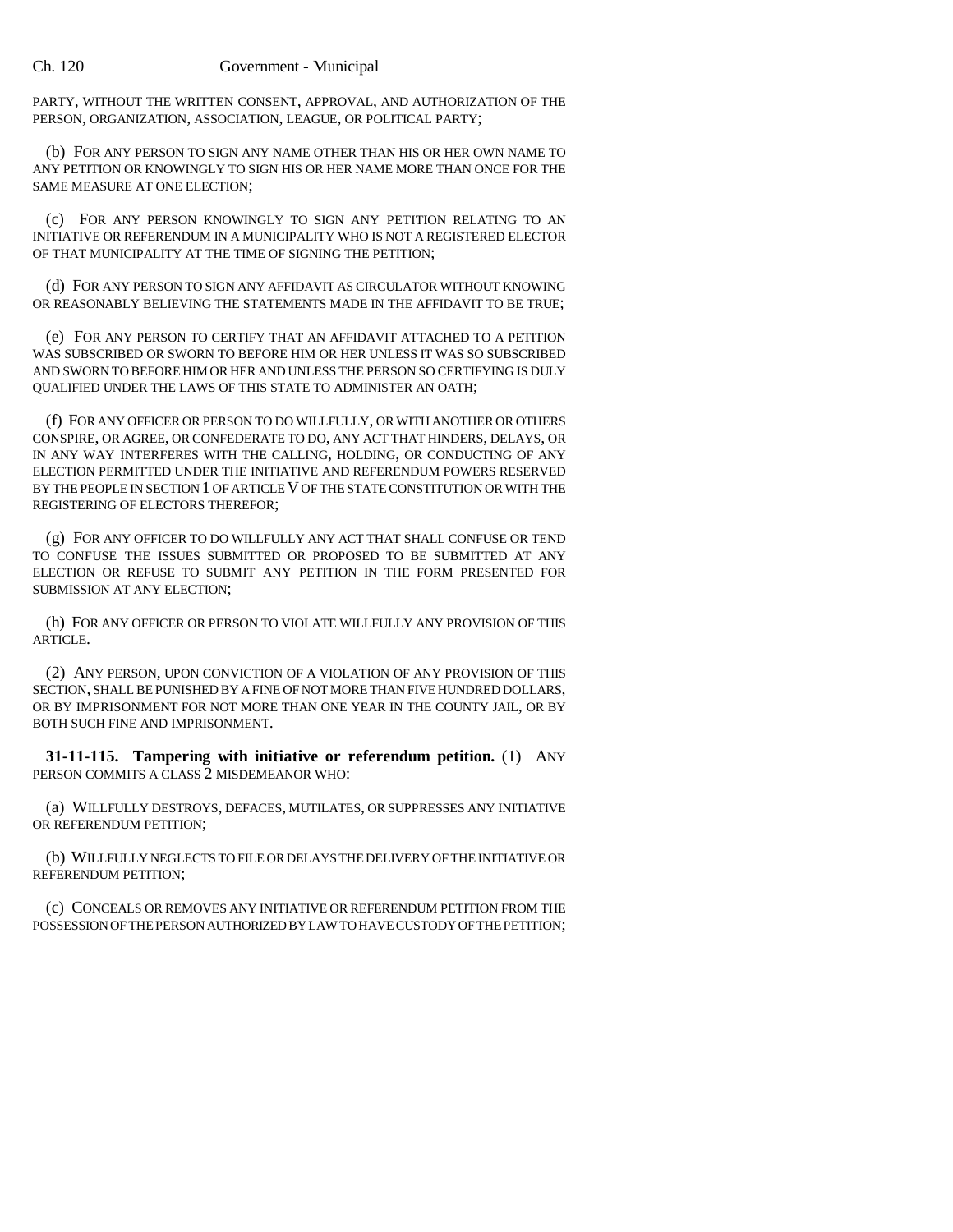PARTY, WITHOUT THE WRITTEN CONSENT, APPROVAL, AND AUTHORIZATION OF THE PERSON, ORGANIZATION, ASSOCIATION, LEAGUE, OR POLITICAL PARTY;

(b) FOR ANY PERSON TO SIGN ANY NAME OTHER THAN HIS OR HER OWN NAME TO ANY PETITION OR KNOWINGLY TO SIGN HIS OR HER NAME MORE THAN ONCE FOR THE SAME MEASURE AT ONE ELECTION;

(c) FOR ANY PERSON KNOWINGLY TO SIGN ANY PETITION RELATING TO AN INITIATIVE OR REFERENDUM IN A MUNICIPALITY WHO IS NOT A REGISTERED ELECTOR OF THAT MUNICIPALITY AT THE TIME OF SIGNING THE PETITION;

(d) FOR ANY PERSON TO SIGN ANY AFFIDAVIT AS CIRCULATOR WITHOUT KNOWING OR REASONABLY BELIEVING THE STATEMENTS MADE IN THE AFFIDAVIT TO BE TRUE;

(e) FOR ANY PERSON TO CERTIFY THAT AN AFFIDAVIT ATTACHED TO A PETITION WAS SUBSCRIBED OR SWORN TO BEFORE HIM OR HER UNLESS IT WAS SO SUBSCRIBED AND SWORN TO BEFORE HIM OR HER AND UNLESS THE PERSON SO CERTIFYING IS DULY QUALIFIED UNDER THE LAWS OF THIS STATE TO ADMINISTER AN OATH;

(f) FOR ANY OFFICER OR PERSON TO DO WILLFULLY, OR WITH ANOTHER OR OTHERS CONSPIRE, OR AGREE, OR CONFEDERATE TO DO, ANY ACT THAT HINDERS, DELAYS, OR IN ANY WAY INTERFERES WITH THE CALLING, HOLDING, OR CONDUCTING OF ANY ELECTION PERMITTED UNDER THE INITIATIVE AND REFERENDUM POWERS RESERVED BY THE PEOPLE IN SECTION 1 OF ARTICLE V OF THE STATE CONSTITUTION OR WITH THE REGISTERING OF ELECTORS THEREFOR;

(g) FOR ANY OFFICER TO DO WILLFULLY ANY ACT THAT SHALL CONFUSE OR TEND TO CONFUSE THE ISSUES SUBMITTED OR PROPOSED TO BE SUBMITTED AT ANY ELECTION OR REFUSE TO SUBMIT ANY PETITION IN THE FORM PRESENTED FOR SUBMISSION AT ANY ELECTION;

(h) FOR ANY OFFICER OR PERSON TO VIOLATE WILLFULLY ANY PROVISION OF THIS ARTICLE.

(2) ANY PERSON, UPON CONVICTION OF A VIOLATION OF ANY PROVISION OF THIS SECTION, SHALL BE PUNISHED BY A FINE OF NOT MORE THAN FIVE HUNDRED DOLLARS, OR BY IMPRISONMENT FOR NOT MORE THAN ONE YEAR IN THE COUNTY JAIL, OR BY BOTH SUCH FINE AND IMPRISONMENT.

**31-11-115. Tampering with initiative or referendum petition.** (1) ANY PERSON COMMITS A CLASS 2 MISDEMEANOR WHO:

(a) WILLFULLY DESTROYS, DEFACES, MUTILATES, OR SUPPRESSES ANY INITIATIVE OR REFERENDUM PETITION;

(b) WILLFULLY NEGLECTS TO FILE OR DELAYS THE DELIVERY OF THE INITIATIVE OR REFERENDUM PETITION;

(c) CONCEALS OR REMOVES ANY INITIATIVE OR REFERENDUM PETITION FROM THE POSSESSION OF THE PERSON AUTHORIZED BY LAW TO HAVE CUSTODY OF THE PETITION;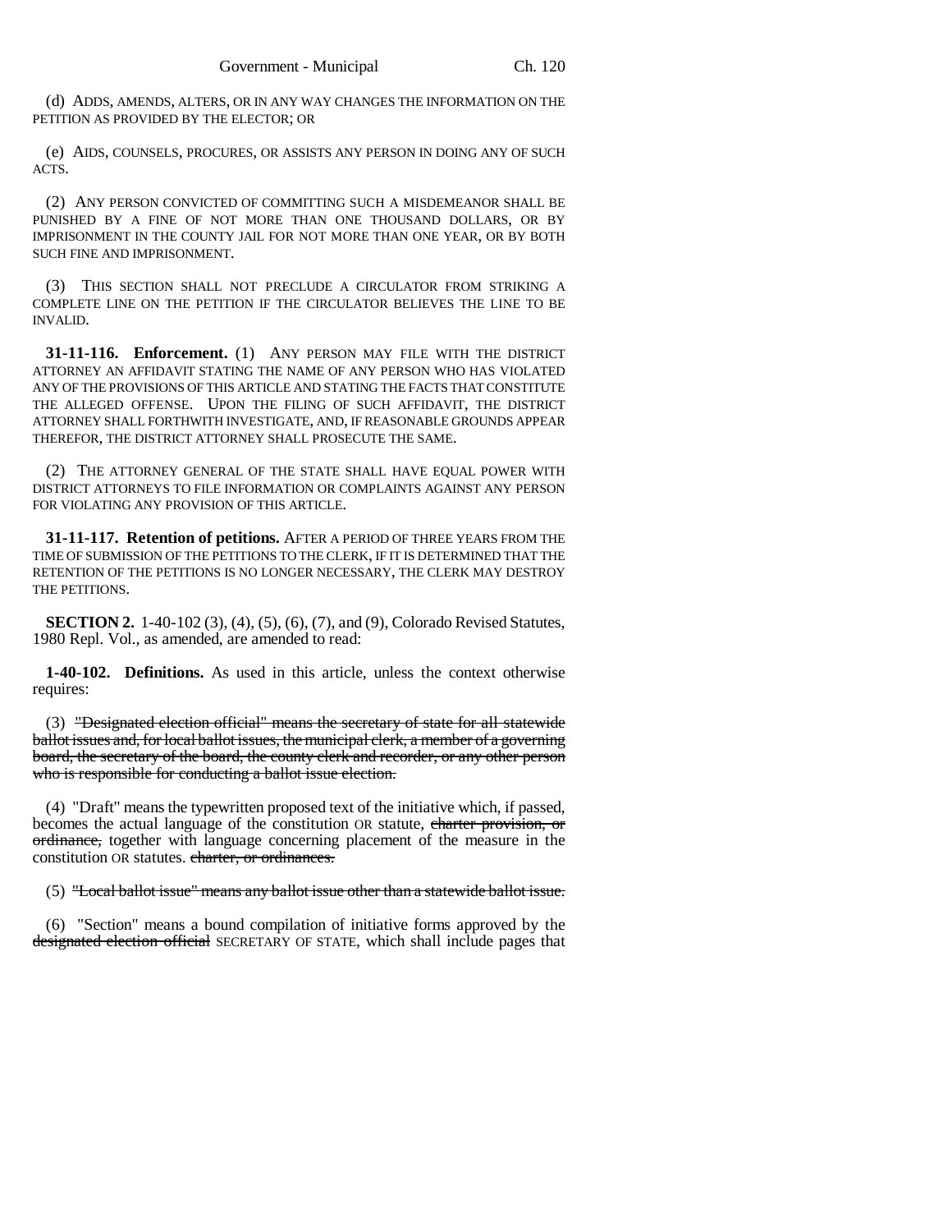(d) ADDS, AMENDS, ALTERS, OR IN ANY WAY CHANGES THE INFORMATION ON THE PETITION AS PROVIDED BY THE ELECTOR; OR

(e) AIDS, COUNSELS, PROCURES, OR ASSISTS ANY PERSON IN DOING ANY OF SUCH ACTS.

(2) ANY PERSON CONVICTED OF COMMITTING SUCH A MISDEMEANOR SHALL BE PUNISHED BY A FINE OF NOT MORE THAN ONE THOUSAND DOLLARS, OR BY IMPRISONMENT IN THE COUNTY JAIL FOR NOT MORE THAN ONE YEAR, OR BY BOTH SUCH FINE AND IMPRISONMENT.

(3) THIS SECTION SHALL NOT PRECLUDE A CIRCULATOR FROM STRIKING A COMPLETE LINE ON THE PETITION IF THE CIRCULATOR BELIEVES THE LINE TO BE INVALID.

**31-11-116. Enforcement.** (1) ANY PERSON MAY FILE WITH THE DISTRICT ATTORNEY AN AFFIDAVIT STATING THE NAME OF ANY PERSON WHO HAS VIOLATED ANY OF THE PROVISIONS OF THIS ARTICLE AND STATING THE FACTS THAT CONSTITUTE THE ALLEGED OFFENSE. UPON THE FILING OF SUCH AFFIDAVIT, THE DISTRICT ATTORNEY SHALL FORTHWITH INVESTIGATE, AND, IF REASONABLE GROUNDS APPEAR THEREFOR, THE DISTRICT ATTORNEY SHALL PROSECUTE THE SAME.

(2) THE ATTORNEY GENERAL OF THE STATE SHALL HAVE EQUAL POWER WITH DISTRICT ATTORNEYS TO FILE INFORMATION OR COMPLAINTS AGAINST ANY PERSON FOR VIOLATING ANY PROVISION OF THIS ARTICLE.

**31-11-117. Retention of petitions.** AFTER A PERIOD OF THREE YEARS FROM THE TIME OF SUBMISSION OF THE PETITIONS TO THE CLERK, IF IT IS DETERMINED THAT THE RETENTION OF THE PETITIONS IS NO LONGER NECESSARY, THE CLERK MAY DESTROY THE PETITIONS.

**SECTION 2.** 1-40-102 (3), (4), (5), (6), (7), and (9), Colorado Revised Statutes, 1980 Repl. Vol., as amended, are amended to read:

**1-40-102. Definitions.** As used in this article, unless the context otherwise requires:

(3) ~~"Designated election official" means the secretary of state for all statewide ballot issues and, for local ballot issues, the municipal clerk, a member of a governing board, the secretary of the board, the county clerk and recorder, or any other person who is responsible for conducting a ballot issue election.~~

(4) "Draft" means the typewritten proposed text of the initiative which, if passed, becomes the actual language of the constitution OR statute, ~~charter provision, or ordinance,~~ together with language concerning placement of the measure in the constitution OR statutes. ~~charter, or ordinances.~~

(5) ~~"Local ballot issue" means any ballot issue other than a statewide ballot issue.~~

(6) "Section" means a bound compilation of initiative forms approved by the ~~designated election official~~ SECRETARY OF STATE, which shall include pages that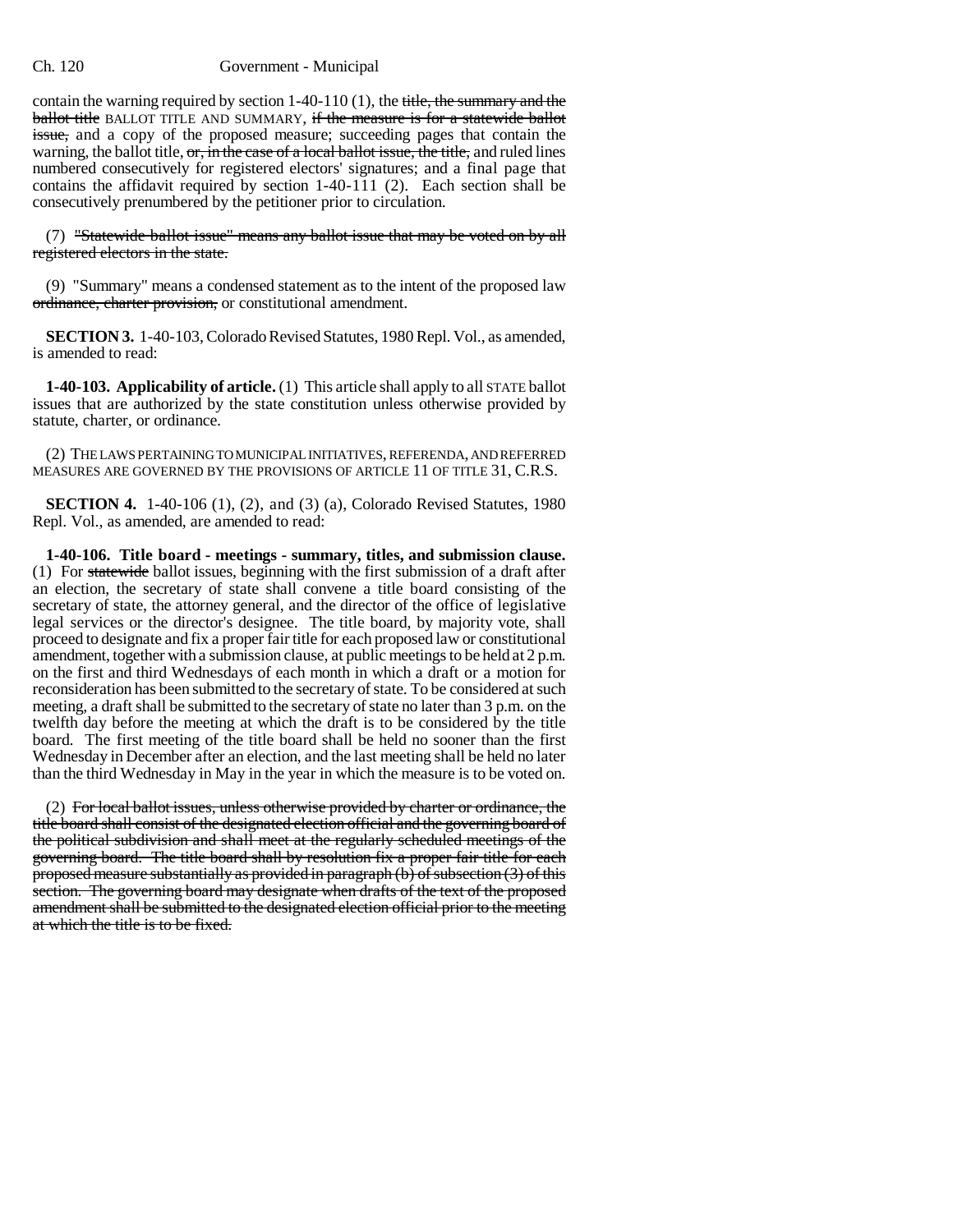contain the warning required by section 1-40-110 (1), the ~~title, the summary and the ballot title~~ BALLOT TITLE AND SUMMARY, ~~if the measure is for a statewide ballot issue,~~ and a copy of the proposed measure; succeeding pages that contain the warning, the ballot title, ~~or, in the case of a local ballot issue, the title,~~ and ruled lines numbered consecutively for registered electors' signatures; and a final page that contains the affidavit required by section 1-40-111 (2). Each section shall be consecutively prenumbered by the petitioner prior to circulation.

(7) ~~"Statewide ballot issue" means any ballot issue that may be voted on by all registered electors in the state.~~

(9) "Summary" means a condensed statement as to the intent of the proposed law ~~ordinance, charter provision,~~ or constitutional amendment.

**SECTION 3.** 1-40-103, Colorado Revised Statutes, 1980 Repl. Vol., as amended, is amended to read:

**1-40-103. Applicability of article.** (1) This article shall apply to all STATE ballot issues that are authorized by the state constitution unless otherwise provided by statute, charter, or ordinance.

(2) THE LAWS PERTAINING TO MUNICIPAL INITIATIVES, REFERENDA, AND REFERRED MEASURES ARE GOVERNED BY THE PROVISIONS OF ARTICLE 11 OF TITLE 31, C.R.S.

**SECTION 4.** 1-40-106 (1), (2), and (3) (a), Colorado Revised Statutes, 1980 Repl. Vol., as amended, are amended to read:

**1-40-106. Title board - meetings - summary, titles, and submission clause.** (1) For ~~statewide~~ ballot issues, beginning with the first submission of a draft after an election, the secretary of state shall convene a title board consisting of the secretary of state, the attorney general, and the director of the office of legislative legal services or the director's designee. The title board, by majority vote, shall proceed to designate and fix a proper fair title for each proposed law or constitutional amendment, together with a submission clause, at public meetings to be held at 2 p.m. on the first and third Wednesdays of each month in which a draft or a motion for reconsideration has been submitted to the secretary of state. To be considered at such meeting, a draft shall be submitted to the secretary of state no later than 3 p.m. on the twelfth day before the meeting at which the draft is to be considered by the title board. The first meeting of the title board shall be held no sooner than the first Wednesday in December after an election, and the last meeting shall be held no later than the third Wednesday in May in the year in which the measure is to be voted on.

(2) ~~For local ballot issues, unless otherwise provided by charter or ordinance, the title board shall consist of the designated election official and the governing board of the political subdivision and shall meet at the regularly scheduled meetings of the governing board. The title board shall by resolution fix a proper fair title for each proposed measure substantially as provided in paragraph (b) of subsection (3) of this section. The governing board may designate when drafts of the text of the proposed amendment shall be submitted to the designated election official prior to the meeting at which the title is to be fixed.~~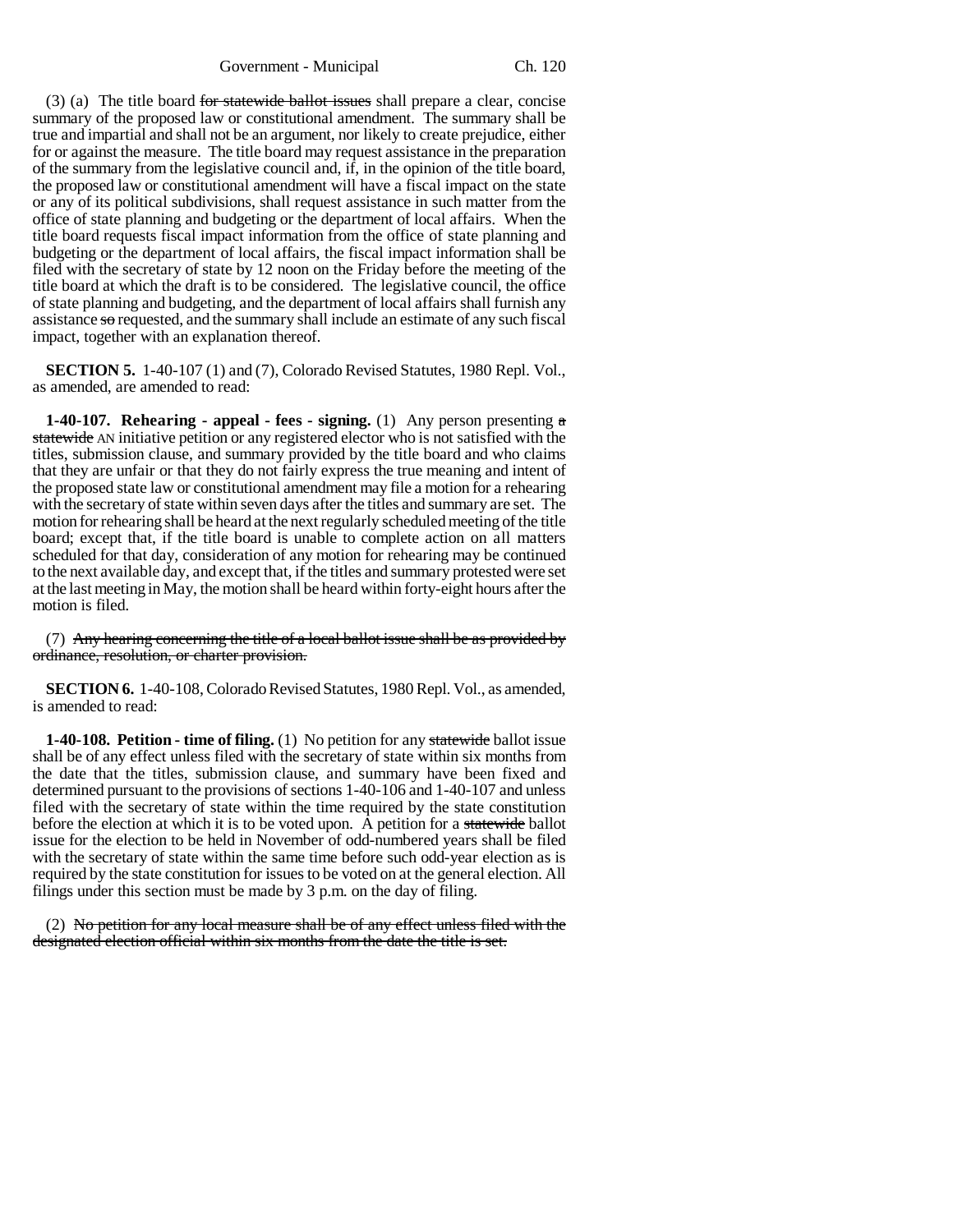(3) (a) The title board ~~for statewide ballot issues~~ shall prepare a clear, concise summary of the proposed law or constitutional amendment. The summary shall be true and impartial and shall not be an argument, nor likely to create prejudice, either for or against the measure. The title board may request assistance in the preparation of the summary from the legislative council and, if, in the opinion of the title board, the proposed law or constitutional amendment will have a fiscal impact on the state or any of its political subdivisions, shall request assistance in such matter from the office of state planning and budgeting or the department of local affairs. When the title board requests fiscal impact information from the office of state planning and budgeting or the department of local affairs, the fiscal impact information shall be filed with the secretary of state by 12 noon on the Friday before the meeting of the title board at which the draft is to be considered. The legislative council, the office of state planning and budgeting, and the department of local affairs shall furnish any assistance ~~so~~ requested, and the summary shall include an estimate of any such fiscal impact, together with an explanation thereof.

**SECTION 5.** 1-40-107 (1) and (7), Colorado Revised Statutes, 1980 Repl. Vol., as amended, are amended to read:

**1-40-107. Rehearing - appeal - fees - signing.** (1) Any person presenting ~~a statewide~~ AN initiative petition or any registered elector who is not satisfied with the titles, submission clause, and summary provided by the title board and who claims that they are unfair or that they do not fairly express the true meaning and intent of the proposed state law or constitutional amendment may file a motion for a rehearing with the secretary of state within seven days after the titles and summary are set. The motion for rehearing shall be heard at the next regularly scheduled meeting of the title board; except that, if the title board is unable to complete action on all matters scheduled for that day, consideration of any motion for rehearing may be continued to the next available day, and except that, if the titles and summary protested were set at the last meeting in May, the motion shall be heard within forty-eight hours after the motion is filed.

(7) ~~Any hearing concerning the title of a local ballot issue shall be as provided by ordinance, resolution, or charter provision.~~

**SECTION 6.** 1-40-108, Colorado Revised Statutes, 1980 Repl. Vol., as amended, is amended to read:

**1-40-108. Petition - time of filing.** (1) No petition for any ~~statewide~~ ballot issue shall be of any effect unless filed with the secretary of state within six months from the date that the titles, submission clause, and summary have been fixed and determined pursuant to the provisions of sections 1-40-106 and 1-40-107 and unless filed with the secretary of state within the time required by the state constitution before the election at which it is to be voted upon. A petition for a ~~statewide~~ ballot issue for the election to be held in November of odd-numbered years shall be filed with the secretary of state within the same time before such odd-year election as is required by the state constitution for issues to be voted on at the general election. All filings under this section must be made by 3 p.m. on the day of filing.

(2) ~~No petition for any local measure shall be of any effect unless filed with the designated election official within six months from the date the title is set.~~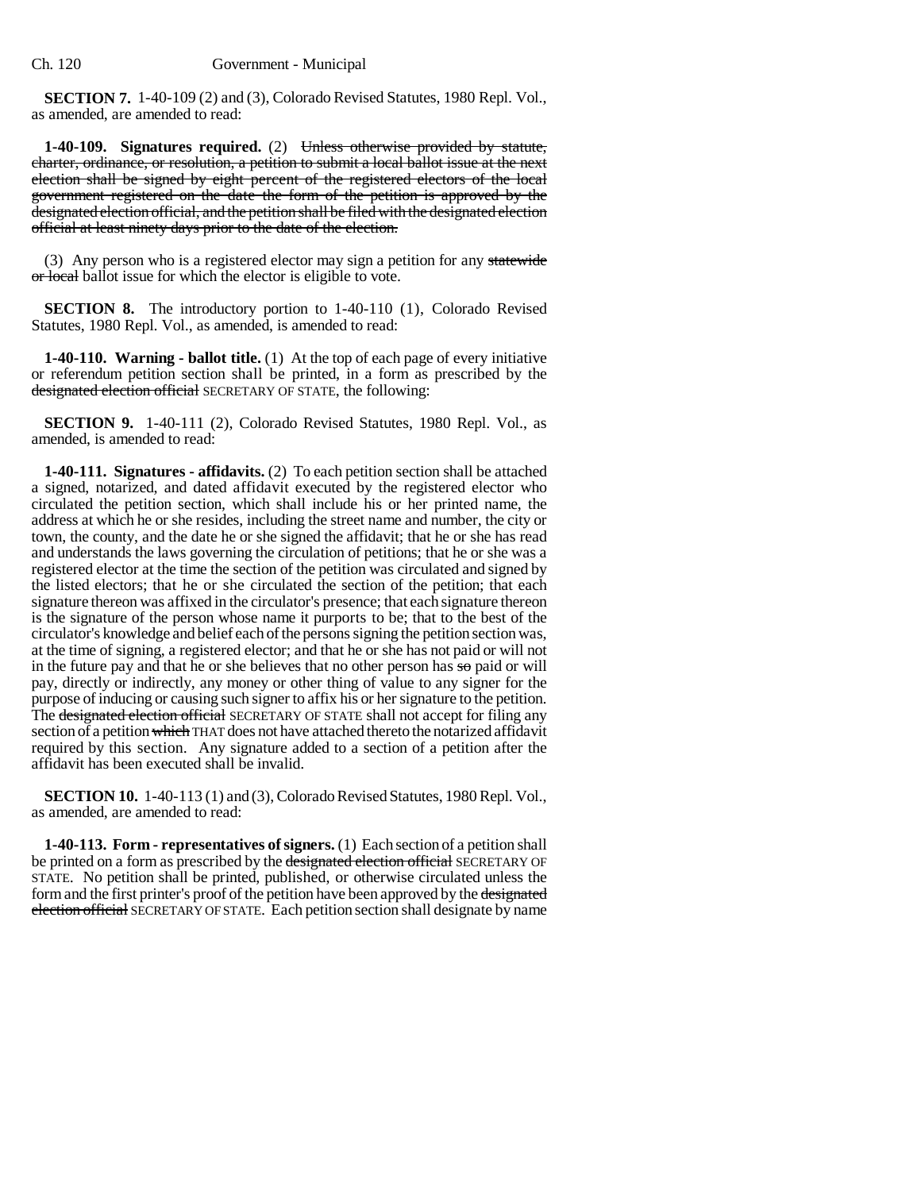**SECTION 7.** 1-40-109 (2) and (3), Colorado Revised Statutes, 1980 Repl. Vol., as amended, are amended to read:

**1-40-109. Signatures required.** (2) ~~Unless otherwise provided by statute, charter, ordinance, or resolution, a petition to submit a local ballot issue at the next election shall be signed by eight percent of the registered electors of the local government registered on the date the form of the petition is approved by the designated election official, and the petition shall be filed with the designated election official at least ninety days prior to the date of the election.~~

(3) Any person who is a registered elector may sign a petition for any ~~statewide or local~~ ballot issue for which the elector is eligible to vote.

**SECTION 8.** The introductory portion to 1-40-110 (1), Colorado Revised Statutes, 1980 Repl. Vol., as amended, is amended to read:

**1-40-110. Warning - ballot title.** (1) At the top of each page of every initiative or referendum petition section shall be printed, in a form as prescribed by the ~~designated election official~~ SECRETARY OF STATE, the following:

**SECTION 9.** 1-40-111 (2), Colorado Revised Statutes, 1980 Repl. Vol., as amended, is amended to read:

**1-40-111. Signatures - affidavits.** (2) To each petition section shall be attached a signed, notarized, and dated affidavit executed by the registered elector who circulated the petition section, which shall include his or her printed name, the address at which he or she resides, including the street name and number, the city or town, the county, and the date he or she signed the affidavit; that he or she has read and understands the laws governing the circulation of petitions; that he or she was a registered elector at the time the section of the petition was circulated and signed by the listed electors; that he or she circulated the section of the petition; that each signature thereon was affixed in the circulator's presence; that each signature thereon is the signature of the person whose name it purports to be; that to the best of the circulator's knowledge and belief each of the persons signing the petition section was, at the time of signing, a registered elector; and that he or she has not paid or will not in the future pay and that he or she believes that no other person has ~~so~~ paid or will pay, directly or indirectly, any money or other thing of value to any signer for the purpose of inducing or causing such signer to affix his or her signature to the petition. The ~~designated election official~~ SECRETARY OF STATE shall not accept for filing any section of a petition ~~which~~ THAT does not have attached thereto the notarized affidavit required by this section. Any signature added to a section of a petition after the affidavit has been executed shall be invalid.

**SECTION 10.** 1-40-113 (1) and (3), Colorado Revised Statutes, 1980 Repl. Vol., as amended, are amended to read:

**1-40-113. Form - representatives of signers.** (1) Each section of a petition shall be printed on a form as prescribed by the ~~designated election official~~ SECRETARY OF STATE. No petition shall be printed, published, or otherwise circulated unless the form and the first printer's proof of the petition have been approved by the ~~designated election official~~ SECRETARY OF STATE. Each petition section shall designate by name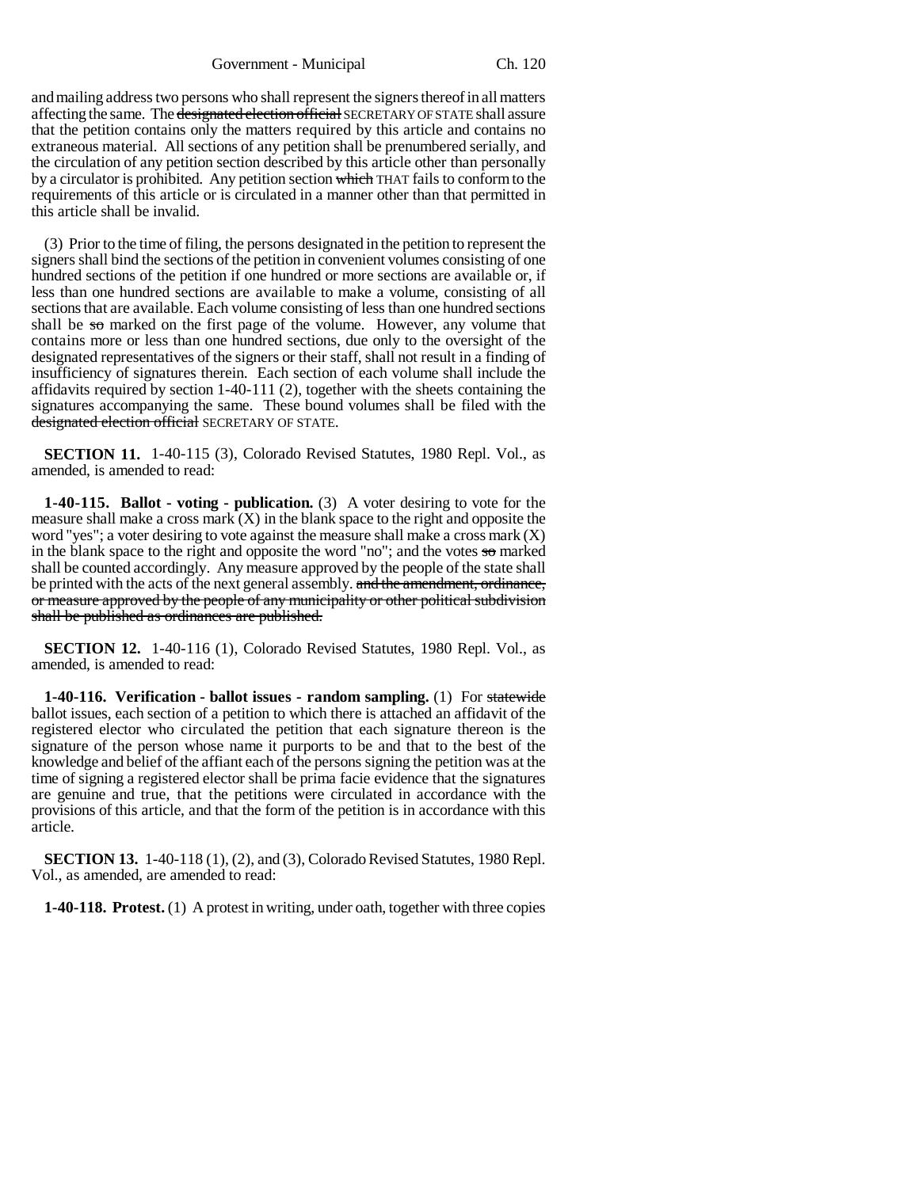and mailing address two persons who shall represent the signers thereof in all matters affecting the same. The ~~designated election official~~ SECRETARY OF STATE shall assure that the petition contains only the matters required by this article and contains no extraneous material. All sections of any petition shall be prenumbered serially, and the circulation of any petition section described by this article other than personally by a circulator is prohibited. Any petition section ~~which~~ THAT fails to conform to the requirements of this article or is circulated in a manner other than that permitted in this article shall be invalid.

(3) Prior to the time of filing, the persons designated in the petition to represent the signers shall bind the sections of the petition in convenient volumes consisting of one hundred sections of the petition if one hundred or more sections are available or, if less than one hundred sections are available to make a volume, consisting of all sections that are available. Each volume consisting of less than one hundred sections shall be ~~so~~ marked on the first page of the volume. However, any volume that contains more or less than one hundred sections, due only to the oversight of the designated representatives of the signers or their staff, shall not result in a finding of insufficiency of signatures therein. Each section of each volume shall include the affidavits required by section 1-40-111 (2), together with the sheets containing the signatures accompanying the same. These bound volumes shall be filed with the ~~designated election official~~ SECRETARY OF STATE.

**SECTION 11.** 1-40-115 (3), Colorado Revised Statutes, 1980 Repl. Vol., as amended, is amended to read:

**1-40-115. Ballot - voting - publication.** (3) A voter desiring to vote for the measure shall make a cross mark (X) in the blank space to the right and opposite the word "yes"; a voter desiring to vote against the measure shall make a cross mark (X) in the blank space to the right and opposite the word "no"; and the votes ~~so~~ marked shall be counted accordingly. Any measure approved by the people of the state shall be printed with the acts of the next general assembly. ~~and the amendment, ordinance, or measure approved by the people of any municipality or other political subdivision shall be published as ordinances are published.~~

**SECTION 12.** 1-40-116 (1), Colorado Revised Statutes, 1980 Repl. Vol., as amended, is amended to read:

**1-40-116. Verification - ballot issues - random sampling.** (1) For ~~statewide~~ ballot issues, each section of a petition to which there is attached an affidavit of the registered elector who circulated the petition that each signature thereon is the signature of the person whose name it purports to be and that to the best of the knowledge and belief of the affiant each of the persons signing the petition was at the time of signing a registered elector shall be prima facie evidence that the signatures are genuine and true, that the petitions were circulated in accordance with the provisions of this article, and that the form of the petition is in accordance with this article.

**SECTION 13.** 1-40-118 (1), (2), and (3), Colorado Revised Statutes, 1980 Repl. Vol., as amended, are amended to read:

**1-40-118. Protest.** (1) A protest in writing, under oath, together with three copies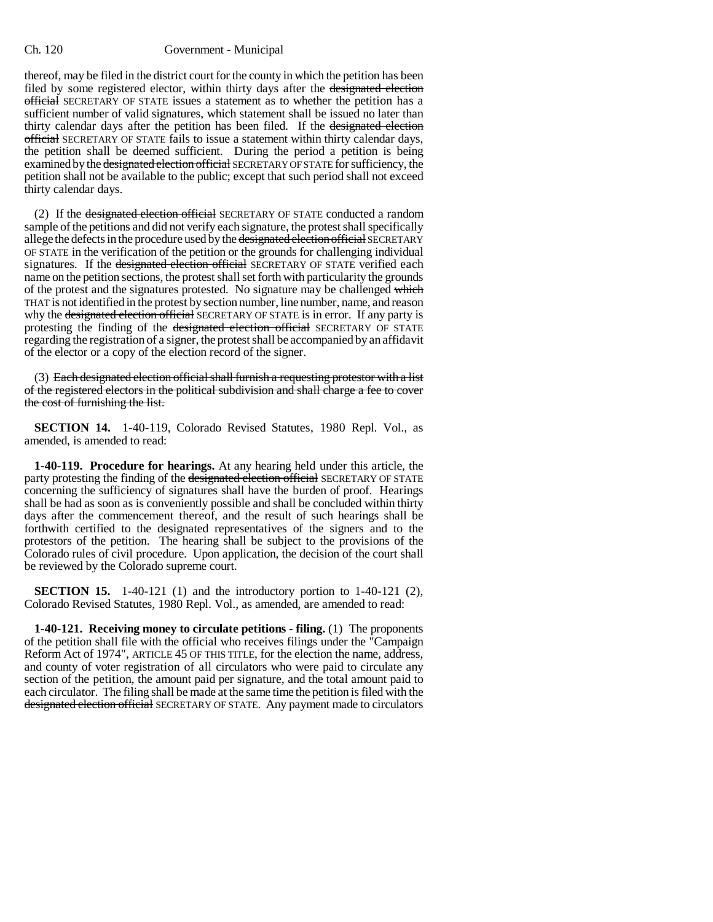thereof, may be filed in the district court for the county in which the petition has been filed by some registered elector, within thirty days after the ~~designated election official~~ SECRETARY OF STATE issues a statement as to whether the petition has a sufficient number of valid signatures, which statement shall be issued no later than thirty calendar days after the petition has been filed. If the ~~designated election official~~ SECRETARY OF STATE fails to issue a statement within thirty calendar days, the petition shall be deemed sufficient. During the period a petition is being examined by the ~~designated election official~~ SECRETARY OF STATE for sufficiency, the petition shall not be available to the public; except that such period shall not exceed thirty calendar days.

(2) If the ~~designated election official~~ SECRETARY OF STATE conducted a random sample of the petitions and did not verify each signature, the protest shall specifically allege the defects in the procedure used by the ~~designated election official~~ SECRETARY OF STATE in the verification of the petition or the grounds for challenging individual signatures. If the ~~designated election official~~ SECRETARY OF STATE verified each name on the petition sections, the protest shall set forth with particularity the grounds of the protest and the signatures protested. No signature may be challenged ~~which~~ THAT is not identified in the protest by section number, line number, name, and reason why the ~~designated election official~~ SECRETARY OF STATE is in error. If any party is protesting the finding of the ~~designated election official~~ SECRETARY OF STATE regarding the registration of a signer, the protest shall be accompanied by an affidavit of the elector or a copy of the election record of the signer.

(3) ~~Each designated election official shall furnish a requesting protestor with a list of the registered electors in the political subdivision and shall charge a fee to cover the cost of furnishing the list.~~

**SECTION 14.** 1-40-119, Colorado Revised Statutes, 1980 Repl. Vol., as amended, is amended to read:

**1-40-119. Procedure for hearings.** At any hearing held under this article, the party protesting the finding of the ~~designated election official~~ SECRETARY OF STATE concerning the sufficiency of signatures shall have the burden of proof. Hearings shall be had as soon as is conveniently possible and shall be concluded within thirty days after the commencement thereof, and the result of such hearings shall be forthwith certified to the designated representatives of the signers and to the protestors of the petition. The hearing shall be subject to the provisions of the Colorado rules of civil procedure. Upon application, the decision of the court shall be reviewed by the Colorado supreme court.

**SECTION 15.** 1-40-121 (1) and the introductory portion to 1-40-121 (2), Colorado Revised Statutes, 1980 Repl. Vol., as amended, are amended to read:

**1-40-121. Receiving money to circulate petitions - filing.** (1) The proponents of the petition shall file with the official who receives filings under the "Campaign Reform Act of 1974", ARTICLE 45 OF THIS TITLE, for the election the name, address, and county of voter registration of all circulators who were paid to circulate any section of the petition, the amount paid per signature, and the total amount paid to each circulator. The filing shall be made at the same time the petition is filed with the ~~designated election official~~ SECRETARY OF STATE. Any payment made to circulators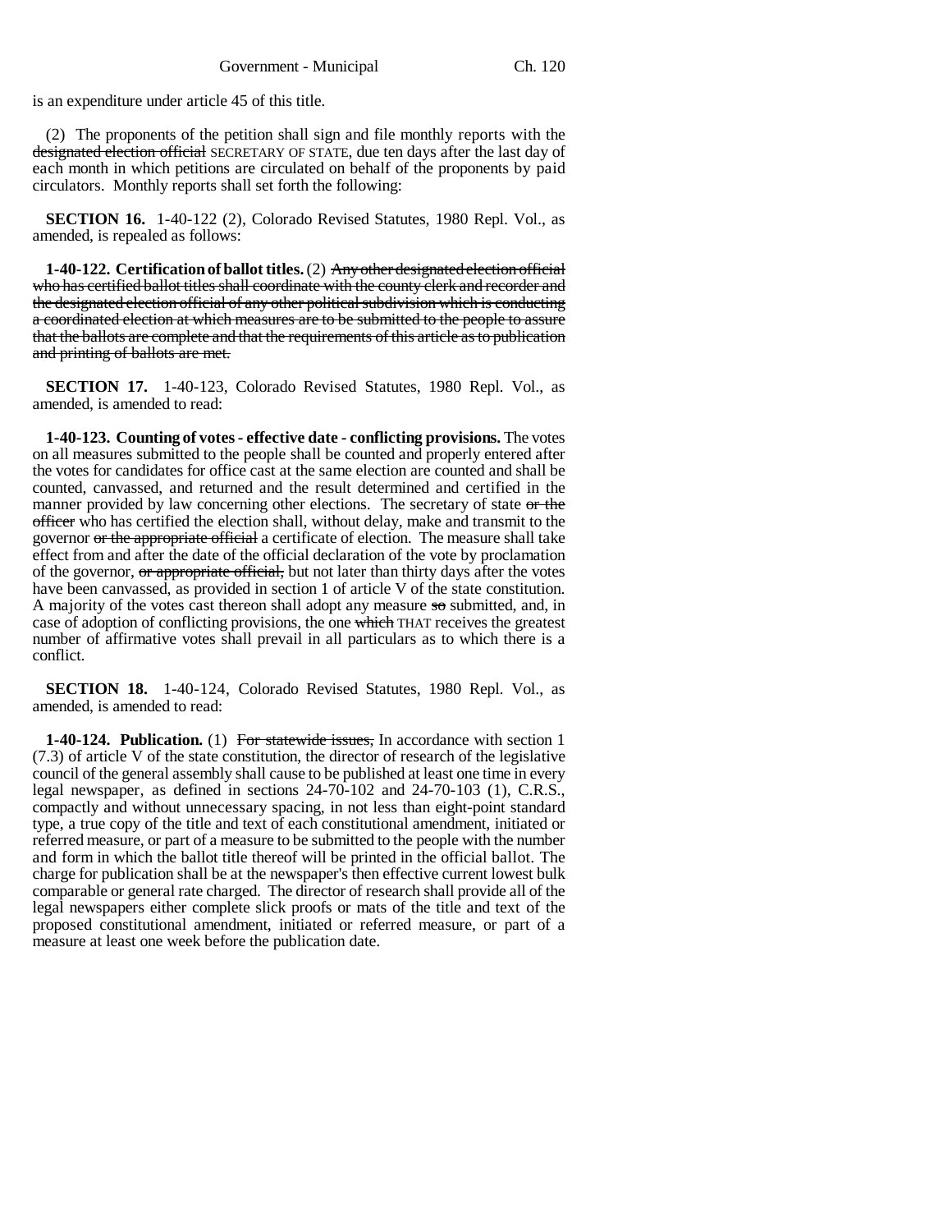is an expenditure under article 45 of this title.

(2) The proponents of the petition shall sign and file monthly reports with the ~~designated election official~~ SECRETARY OF STATE, due ten days after the last day of each month in which petitions are circulated on behalf of the proponents by paid circulators. Monthly reports shall set forth the following:

**SECTION 16.** 1-40-122 (2), Colorado Revised Statutes, 1980 Repl. Vol., as amended, is repealed as follows:

**1-40-122. Certification of ballot titles.** (2) ~~Any other designated election official who has certified ballot titles shall coordinate with the county clerk and recorder and the designated election official of any other political subdivision which is conducting a coordinated election at which measures are to be submitted to the people to assure that the ballots are complete and that the requirements of this article as to publication and printing of ballots are met.~~

**SECTION 17.** 1-40-123, Colorado Revised Statutes, 1980 Repl. Vol., as amended, is amended to read:

**1-40-123. Counting of votes - effective date - conflicting provisions.** The votes on all measures submitted to the people shall be counted and properly entered after the votes for candidates for office cast at the same election are counted and shall be counted, canvassed, and returned and the result determined and certified in the manner provided by law concerning other elections. The secretary of state ~~or the officer~~ who has certified the election shall, without delay, make and transmit to the governor ~~or the appropriate official~~ a certificate of election. The measure shall take effect from and after the date of the official declaration of the vote by proclamation of the governor, ~~or appropriate official,~~ but not later than thirty days after the votes have been canvassed, as provided in section 1 of article V of the state constitution. A majority of the votes cast thereon shall adopt any measure ~~so~~ submitted, and, in case of adoption of conflicting provisions, the one ~~which~~ THAT receives the greatest number of affirmative votes shall prevail in all particulars as to which there is a conflict.

**SECTION 18.** 1-40-124, Colorado Revised Statutes, 1980 Repl. Vol., as amended, is amended to read:

**1-40-124. Publication.** (1) ~~For statewide issues,~~ In accordance with section 1 (7.3) of article V of the state constitution, the director of research of the legislative council of the general assembly shall cause to be published at least one time in every legal newspaper, as defined in sections 24-70-102 and 24-70-103 (1), C.R.S., compactly and without unnecessary spacing, in not less than eight-point standard type, a true copy of the title and text of each constitutional amendment, initiated or referred measure, or part of a measure to be submitted to the people with the number and form in which the ballot title thereof will be printed in the official ballot. The charge for publication shall be at the newspaper's then effective current lowest bulk comparable or general rate charged. The director of research shall provide all of the legal newspapers either complete slick proofs or mats of the title and text of the proposed constitutional amendment, initiated or referred measure, or part of a measure at least one week before the publication date.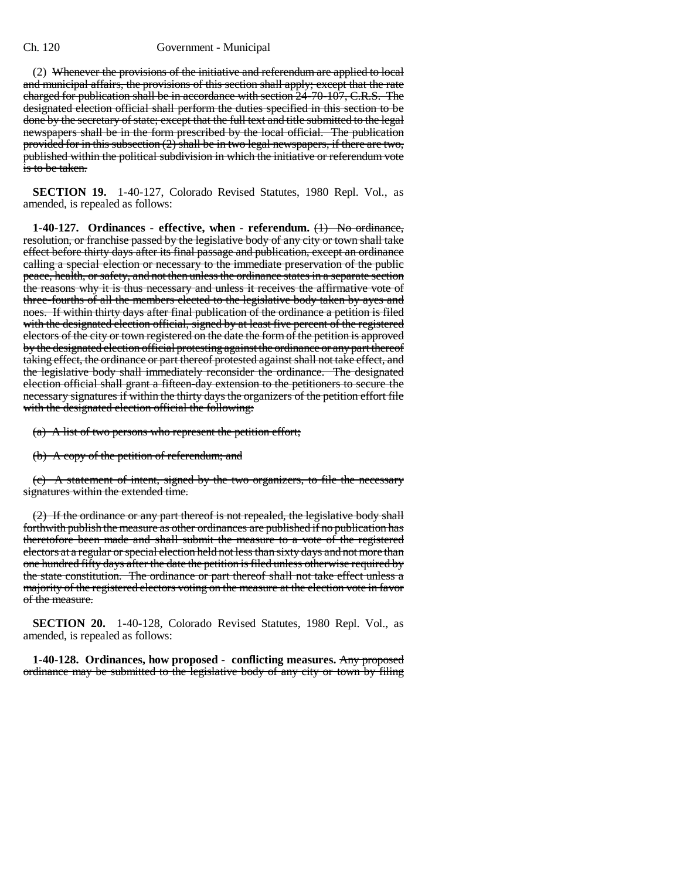(2) ~~Whenever the provisions of the initiative and referendum are applied to local and municipal affairs, the provisions of this section shall apply; except that the rate charged for publication shall be in accordance with section 24-70-107, C.R.S. The designated election official shall perform the duties specified in this section to be done by the secretary of state; except that the full text and title submitted to the legal newspapers shall be in the form prescribed by the local official. The publication provided for in this subsection (2) shall be in two legal newspapers, if there are two, published within the political subdivision in which the initiative or referendum vote is to be taken.~~

**SECTION 19.** 1-40-127, Colorado Revised Statutes, 1980 Repl. Vol., as amended, is repealed as follows:

**1-40-127. Ordinances - effective, when - referendum.** ~~(1) No ordinance, resolution, or franchise passed by the legislative body of any city or town shall take effect before thirty days after its final passage and publication, except an ordinance calling a special election or necessary to the immediate preservation of the public peace, health, or safety, and not then unless the ordinance states in a separate section the reasons why it is thus necessary and unless it receives the affirmative vote of three-fourths of all the members elected to the legislative body taken by ayes and noes. If within thirty days after final publication of the ordinance a petition is filed with the designated election official, signed by at least five percent of the registered electors of the city or town registered on the date the form of the petition is approved by the designated election official protesting against the ordinance or any part thereof taking effect, the ordinance or part thereof protested against shall not take effect, and the legislative body shall immediately reconsider the ordinance. The designated election official shall grant a fifteen-day extension to the petitioners to secure the necessary signatures if within the thirty days the organizers of the petition effort file with the designated election official the following:~~

~~(a) A list of two persons who represent the petition effort;~~

~~(b) A copy of the petition of referendum; and~~

~~(c) A statement of intent, signed by the two organizers, to file the necessary signatures within the extended time.~~

~~(2) If the ordinance or any part thereof is not repealed, the legislative body shall forthwith publish the measure as other ordinances are published if no publication has theretofore been made and shall submit the measure to a vote of the registered electors at a regular or special election held not less than sixty days and not more than one hundred fifty days after the date the petition is filed unless otherwise required by the state constitution. The ordinance or part thereof shall not take effect unless a majority of the registered electors voting on the measure at the election vote in favor of the measure.~~

**SECTION 20.** 1-40-128, Colorado Revised Statutes, 1980 Repl. Vol., as amended, is repealed as follows:

**1-40-128. Ordinances, how proposed - conflicting measures.** ~~Any proposed ordinance may be submitted to the legislative body of any city or town by filing~~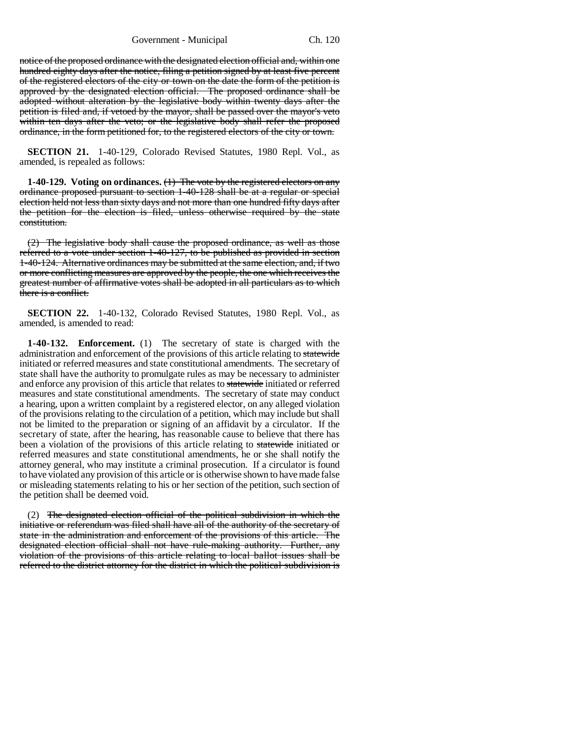notice of the proposed ordinance with the designated election official and, within one hundred eighty days after the notice, filing a petition signed by at least five percent of the registered electors of the city or town on the date the form of the petition is approved by the designated election official. The proposed ordinance shall be adopted without alteration by the legislative body within twenty days after the petition is filed and, if vetoed by the mayor, shall be passed over the mayor's veto within ten days after the veto; or the legislative body shall refer the proposed ordinance, in the form petitioned for, to the registered electors of the city or town.

**SECTION 21.** 1-40-129, Colorado Revised Statutes, 1980 Repl. Vol., as amended, is repealed as follows:

**1-40-129. Voting on ordinances.** (1) The vote by the registered electors on any ordinance proposed pursuant to section 1-40-128 shall be at a regular or special election held not less than sixty days and not more than one hundred fifty days after the petition for the election is filed, unless otherwise required by the state constitution.

(2) The legislative body shall cause the proposed ordinance, as well as those referred to a vote under section 1-40-127, to be published as provided in section 1-40-124. Alternative ordinances may be submitted at the same election, and, if two or more conflicting measures are approved by the people, the one which receives the greatest number of affirmative votes shall be adopted in all particulars as to which there is a conflict.

**SECTION 22.** 1-40-132, Colorado Revised Statutes, 1980 Repl. Vol., as amended, is amended to read:

**1-40-132. Enforcement.** (1) The secretary of state is charged with the administration and enforcement of the provisions of this article relating to statewide initiated or referred measures and state constitutional amendments. The secretary of state shall have the authority to promulgate rules as may be necessary to administer and enforce any provision of this article that relates to statewide initiated or referred measures and state constitutional amendments. The secretary of state may conduct a hearing, upon a written complaint by a registered elector, on any alleged violation of the provisions relating to the circulation of a petition, which may include but shall not be limited to the preparation or signing of an affidavit by a circulator. If the secretary of state, after the hearing, has reasonable cause to believe that there has been a violation of the provisions of this article relating to statewide initiated or referred measures and state constitutional amendments, he or she shall notify the attorney general, who may institute a criminal prosecution. If a circulator is found to have violated any provision of this article or is otherwise shown to have made false or misleading statements relating to his or her section of the petition, such section of the petition shall be deemed void.

(2) The designated election official of the political subdivision in which the initiative or referendum was filed shall have all of the authority of the secretary of state in the administration and enforcement of the provisions of this article. The designated election official shall not have rule-making authority. Further, any violation of the provisions of this article relating to local ballot issues shall be referred to the district attorney for the district in which the political subdivision is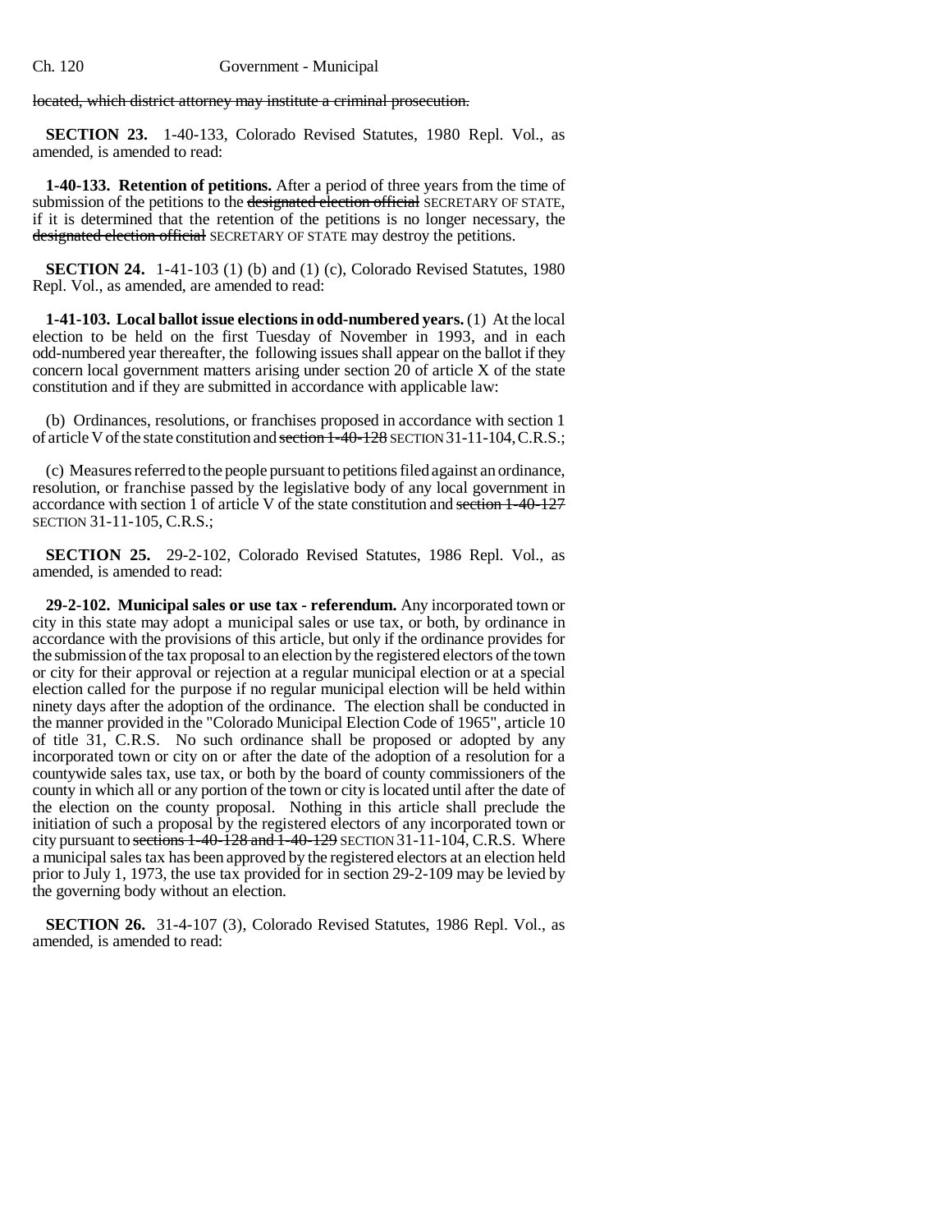located, which district attorney may institute a criminal prosecution.

**SECTION 23.** 1-40-133, Colorado Revised Statutes, 1980 Repl. Vol., as amended, is amended to read:

**1-40-133. Retention of petitions.** After a period of three years from the time of submission of the petitions to the ~~designated election official~~ SECRETARY OF STATE, if it is determined that the retention of the petitions is no longer necessary, the ~~designated election official~~ SECRETARY OF STATE may destroy the petitions.

**SECTION 24.** 1-41-103 (1) (b) and (1) (c), Colorado Revised Statutes, 1980 Repl. Vol., as amended, are amended to read:

**1-41-103. Local ballot issue elections in odd-numbered years.** (1) At the local election to be held on the first Tuesday of November in 1993, and in each odd-numbered year thereafter, the following issues shall appear on the ballot if they concern local government matters arising under section 20 of article X of the state constitution and if they are submitted in accordance with applicable law:

(b) Ordinances, resolutions, or franchises proposed in accordance with section 1 of article V of the state constitution and ~~section 1-40-128~~ SECTION 31-11-104, C.R.S.;

(c) Measures referred to the people pursuant to petitions filed against an ordinance, resolution, or franchise passed by the legislative body of any local government in accordance with section 1 of article V of the state constitution and ~~section 1-40-127~~ SECTION 31-11-105, C.R.S.;

**SECTION 25.** 29-2-102, Colorado Revised Statutes, 1986 Repl. Vol., as amended, is amended to read:

**29-2-102. Municipal sales or use tax - referendum.** Any incorporated town or city in this state may adopt a municipal sales or use tax, or both, by ordinance in accordance with the provisions of this article, but only if the ordinance provides for the submission of the tax proposal to an election by the registered electors of the town or city for their approval or rejection at a regular municipal election or at a special election called for the purpose if no regular municipal election will be held within ninety days after the adoption of the ordinance. The election shall be conducted in the manner provided in the "Colorado Municipal Election Code of 1965", article 10 of title 31, C.R.S. No such ordinance shall be proposed or adopted by any incorporated town or city on or after the date of the adoption of a resolution for a countywide sales tax, use tax, or both by the board of county commissioners of the county in which all or any portion of the town or city is located until after the date of the election on the county proposal. Nothing in this article shall preclude the initiation of such a proposal by the registered electors of any incorporated town or city pursuant to ~~sections 1-40-128 and 1-40-129~~ SECTION 31-11-104, C.R.S. Where a municipal sales tax has been approved by the registered electors at an election held prior to July 1, 1973, the use tax provided for in section 29-2-109 may be levied by the governing body without an election.

**SECTION 26.** 31-4-107 (3), Colorado Revised Statutes, 1986 Repl. Vol., as amended, is amended to read: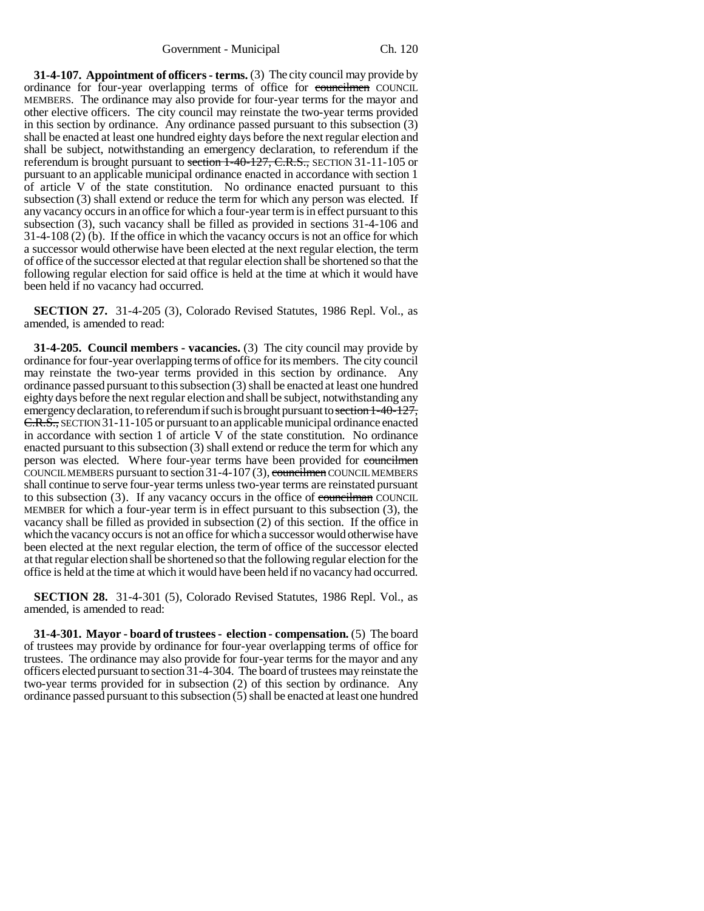**31-4-107. Appointment of officers - terms.** (3) The city council may provide by ordinance for four-year overlapping terms of office for ~~councilmen~~ COUNCIL MEMBERS. The ordinance may also provide for four-year terms for the mayor and other elective officers. The city council may reinstate the two-year terms provided in this section by ordinance. Any ordinance passed pursuant to this subsection (3) shall be enacted at least one hundred eighty days before the next regular election and shall be subject, notwithstanding an emergency declaration, to referendum if the referendum is brought pursuant to ~~section 1-40-127, C.R.S.,~~ SECTION 31-11-105 or pursuant to an applicable municipal ordinance enacted in accordance with section 1 of article V of the state constitution. No ordinance enacted pursuant to this subsection (3) shall extend or reduce the term for which any person was elected. If any vacancy occurs in an office for which a four-year term is in effect pursuant to this subsection (3), such vacancy shall be filled as provided in sections 31-4-106 and 31-4-108 (2) (b). If the office in which the vacancy occurs is not an office for which a successor would otherwise have been elected at the next regular election, the term of office of the successor elected at that regular election shall be shortened so that the following regular election for said office is held at the time at which it would have been held if no vacancy had occurred.

**SECTION 27.** 31-4-205 (3), Colorado Revised Statutes, 1986 Repl. Vol., as amended, is amended to read:

**31-4-205. Council members - vacancies.** (3) The city council may provide by ordinance for four-year overlapping terms of office for its members. The city council may reinstate the two-year terms provided in this section by ordinance. Any ordinance passed pursuant to this subsection (3) shall be enacted at least one hundred eighty days before the next regular election and shall be subject, notwithstanding any emergency declaration, to referendum if such is brought pursuant to ~~section 1-40-127, C.R.S.,~~ SECTION 31-11-105 or pursuant to an applicable municipal ordinance enacted in accordance with section 1 of article V of the state constitution. No ordinance enacted pursuant to this subsection (3) shall extend or reduce the term for which any person was elected. Where four-year terms have been provided for ~~councilmen~~ COUNCIL MEMBERS pursuant to section 31-4-107 (3), ~~councilmen~~ COUNCIL MEMBERS shall continue to serve four-year terms unless two-year terms are reinstated pursuant to this subsection (3). If any vacancy occurs in the office of ~~councilman~~ COUNCIL MEMBER for which a four-year term is in effect pursuant to this subsection (3), the vacancy shall be filled as provided in subsection (2) of this section. If the office in which the vacancy occurs is not an office for which a successor would otherwise have been elected at the next regular election, the term of office of the successor elected at that regular election shall be shortened so that the following regular election for the office is held at the time at which it would have been held if no vacancy had occurred.

**SECTION 28.** 31-4-301 (5), Colorado Revised Statutes, 1986 Repl. Vol., as amended, is amended to read:

**31-4-301. Mayor - board of trustees - election - compensation.** (5) The board of trustees may provide by ordinance for four-year overlapping terms of office for trustees. The ordinance may also provide for four-year terms for the mayor and any officers elected pursuant to section 31-4-304. The board of trustees may reinstate the two-year terms provided for in subsection (2) of this section by ordinance. Any ordinance passed pursuant to this subsection (5) shall be enacted at least one hundred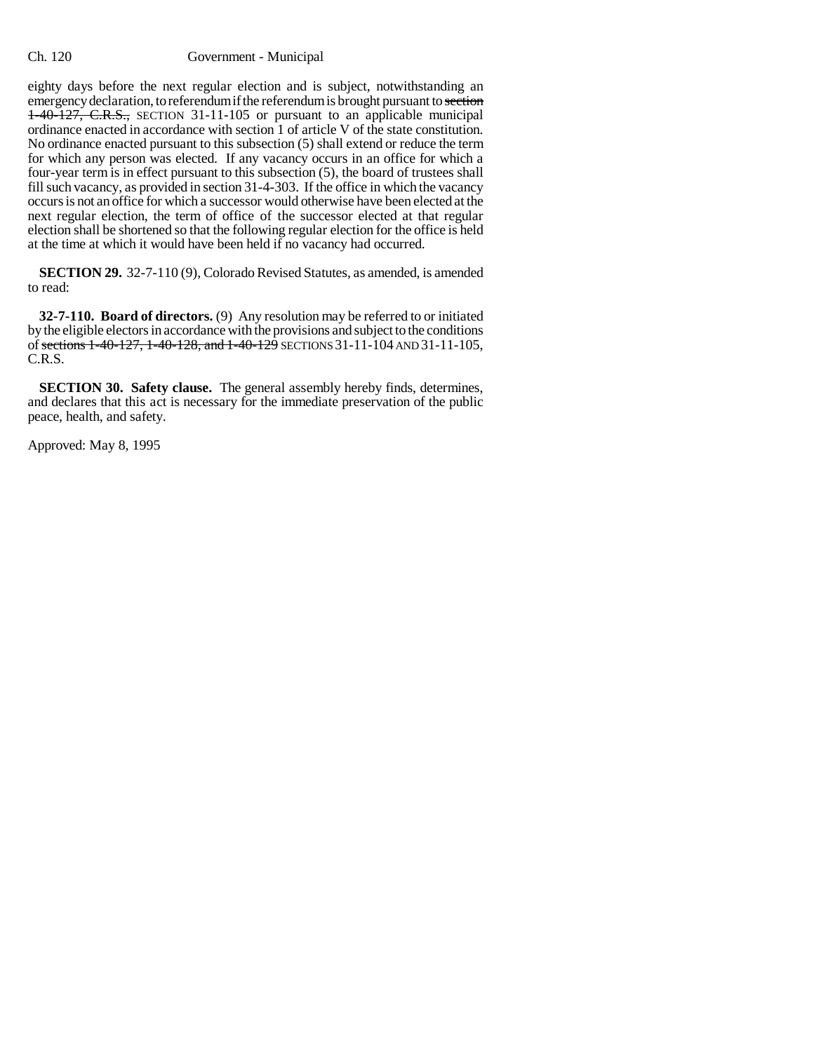eighty days before the next regular election and is subject, notwithstanding an emergency declaration, to referendum if the referendum is brought pursuant to ~~section 1-40-127, C.R.S.,~~ SECTION 31-11-105 or pursuant to an applicable municipal ordinance enacted in accordance with section 1 of article V of the state constitution. No ordinance enacted pursuant to this subsection (5) shall extend or reduce the term for which any person was elected. If any vacancy occurs in an office for which a four-year term is in effect pursuant to this subsection (5), the board of trustees shall fill such vacancy, as provided in section 31-4-303. If the office in which the vacancy occurs is not an office for which a successor would otherwise have been elected at the next regular election, the term of office of the successor elected at that regular election shall be shortened so that the following regular election for the office is held at the time at which it would have been held if no vacancy had occurred.

**SECTION 29.** 32-7-110 (9), Colorado Revised Statutes, as amended, is amended to read:

**32-7-110. Board of directors.** (9) Any resolution may be referred to or initiated by the eligible electors in accordance with the provisions and subject to the conditions of ~~sections 1-40-127, 1-40-128, and 1-40-129~~ SECTIONS 31-11-104 AND 31-11-105, C.R.S.

**SECTION 30. Safety clause.** The general assembly hereby finds, determines, and declares that this act is necessary for the immediate preservation of the public peace, health, and safety.

Approved: May 8, 1995